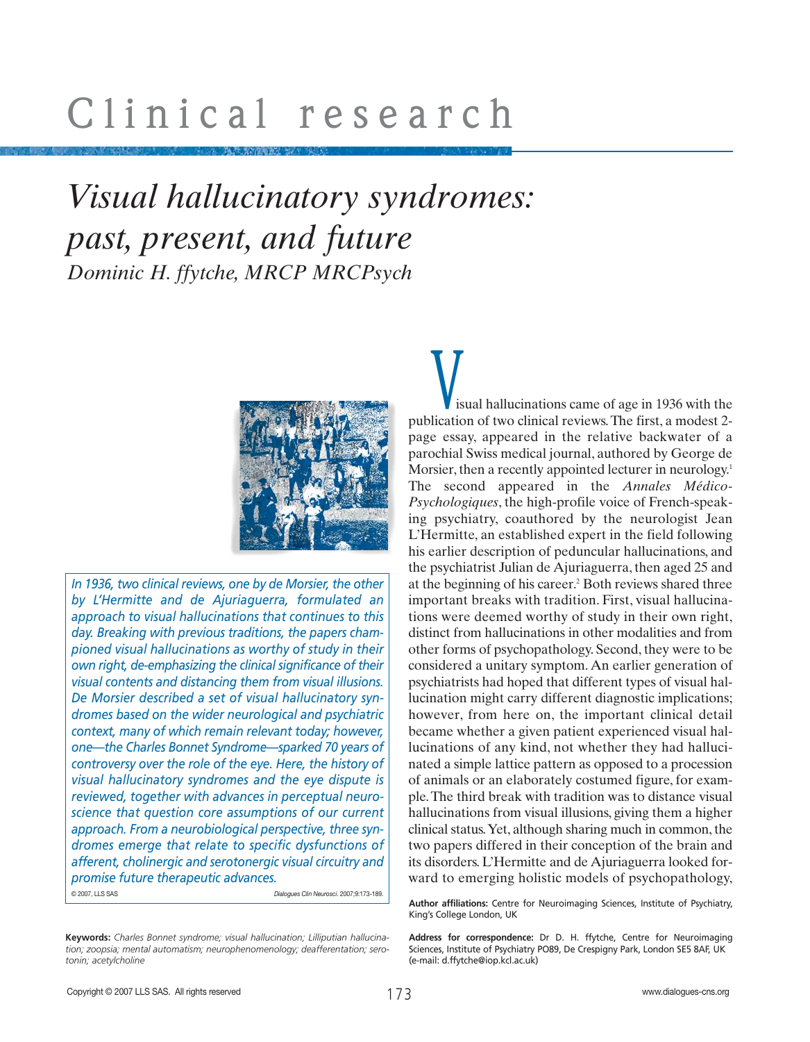# Clinical research

# *Visual hallucinatory syndromes: past, present, and future*

*Dominic H. ffytche, MRCP MRCPsych*

*In 1936, two clinical reviews, one by de Morsier, the other by L'Hermitte and de Ajuriaguerra, formulated an approach to visual hallucinations that continues to this day. Breaking with previous traditions, the papers championed visual hallucinations as worthy of study in their own right, de-emphasizing the clinical significance of their visual contents and distancing them from visual illusions. De Morsier described a set of visual hallucinatory syndromes based on the wider neurological and psychiatric context, many of which remain relevant today; however, one—the Charles Bonnet Syndrome—sparked 70 years of controversy over the role of the eye. Here, the history of visual hallucinatory syndromes and the eye dispute is reviewed, together with advances in perceptual neuroscience that question core assumptions of our current approach. From a neurobiological perspective, three syndromes emerge that relate to specific dysfunctions of afferent, cholinergic and serotonergic visual circuitry and promise future therapeutic advances.*

© 2007, LLS SAS — *Dialogues Clin Neurosci*. 2007;9:173-189.

**Keywords:** *Charles Bonnet syndrome; visual hallucination; Lilliputian hallucination; zoopsia; mental automatism; neurophenomenology; deafferentation; serotonin; acetylcholine*

Visual hallucinations came of age in 1936 with the publication of two clinical reviews. The first, a modest 2-page essay, appeared in the relative backwater of a parochial Swiss medical journal, authored by George de Morsier, then a recently appointed lecturer in neurology.[1] The second appeared in the *Annales Médico-Psychologiques*, the high-profile voice of French-speaking psychiatry, coauthored by the neurologist Jean L'Hermitte, an established expert in the field following his earlier description of peduncular hallucinations, and the psychiatrist Julian de Ajuriaguerra, then aged 25 and at the beginning of his career.[2] Both reviews shared three important breaks with tradition. First, visual hallucinations were deemed worthy of study in their own right, distinct from hallucinations in other modalities and from other forms of psychopathology. Second, they were to be considered a unitary symptom. An earlier generation of psychiatrists had hoped that different types of visual hallucination might carry different diagnostic implications; however, from here on, the important clinical detail became whether a given patient experienced visual hallucinations of any kind, not whether they had hallucinated a simple lattice pattern as opposed to a procession of animals or an elaborately costumed figure, for example. The third break with tradition was to distance visual hallucinations from visual illusions, giving them a higher clinical status. Yet, although sharing much in common, the two papers differed in their conception of the brain and its disorders. L'Hermitte and de Ajuriaguerra looked forward to emerging holistic models of psychopathology,

**Author affiliations:** Centre for Neuroimaging Sciences, Institute of Psychiatry, King's College London, UK

**Address for correspondence:** Dr D. H. ffytche, Centre for Neuroimaging Sciences, Institute of Psychiatry PO89, De Crespigny Park, London SE5 8AF, UK (e-mail: d.ffytche@iop.kcl.ac.uk)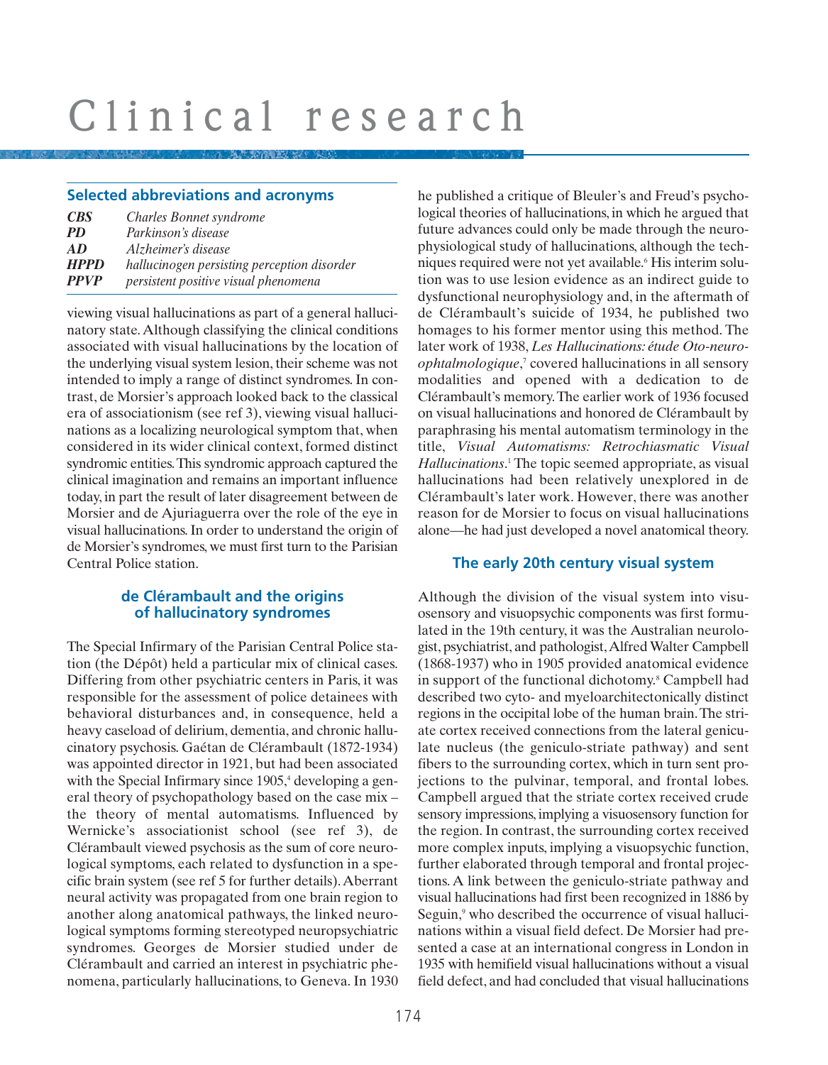# Clinical research

## Selected abbreviations and acronyms

| | |
|---|---|
| ***CBS*** | *Charles Bonnet syndrome* |
| ***PD*** | *Parkinson's disease* |
| ***AD*** | *Alzheimer's disease* |
| ***HPPD*** | *hallucinogen persisting perception disorder* |
| ***PPVP*** | *persistent positive visual phenomena* |

viewing visual hallucinations as part of a general hallucinatory state. Although classifying the clinical conditions associated with visual hallucinations by the location of the underlying visual system lesion, their scheme was not intended to imply a range of distinct syndromes. In contrast, de Morsier's approach looked back to the classical era of associationism (see ref 3), viewing visual hallucinations as a localizing neurological symptom that, when considered in its wider clinical context, formed distinct syndromic entities. This syndromic approach captured the clinical imagination and remains an important influence today, in part the result of later disagreement between de Morsier and de Ajuriaguerra over the role of the eye in visual hallucinations. In order to understand the origin of de Morsier's syndromes, we must first turn to the Parisian Central Police station.

### de Clérambault and the origins of hallucinatory syndromes

The Special Infirmary of the Parisian Central Police station (the Dépôt) held a particular mix of clinical cases. Differing from other psychiatric centers in Paris, it was responsible for the assessment of police detainees with behavioral disturbances and, in consequence, held a heavy caseload of delirium, dementia, and chronic hallucinatory psychosis. Gaétan de Clérambault (1872-1934) was appointed director in 1921, but had been associated with the Special Infirmary since 1905,[4] developing a general theory of psychopathology based on the case mix – the theory of mental automatisms. Influenced by Wernicke's associationist school (see ref 3), de Clérambault viewed psychosis as the sum of core neurological symptoms, each related to dysfunction in a specific brain system (see ref 5 for further details). Aberrant neural activity was propagated from one brain region to another along anatomical pathways, the linked neurological symptoms forming stereotyped neuropsychiatric syndromes. Georges de Morsier studied under de Clérambault and carried an interest in psychiatric phenomena, particularly hallucinations, to Geneva. In 1930 he published a critique of Bleuler's and Freud's psychological theories of hallucinations, in which he argued that future advances could only be made through the neurophysiological study of hallucinations, although the techniques required were not yet available.[6] His interim solution was to use lesion evidence as an indirect guide to dysfunctional neurophysiology and, in the aftermath of de Clérambault's suicide of 1934, he published two homages to his former mentor using this method. The later work of 1938, *Les Hallucinations: étude Oto-neuro-ophtalmologique*,[7] covered hallucinations in all sensory modalities and opened with a dedication to de Clérambault's memory. The earlier work of 1936 focused on visual hallucinations and honored de Clérambault by paraphrasing his mental automatism terminology in the title, *Visual Automatisms: Retrochiasmatic Visual Hallucinations*.[1] The topic seemed appropriate, as visual hallucinations had been relatively unexplored in de Clérambault's later work. However, there was another reason for de Morsier to focus on visual hallucinations alone—he had just developed a novel anatomical theory.

### The early 20th century visual system

Although the division of the visual system into visuosensory and visuopsychic components was first formulated in the 19th century, it was the Australian neurologist, psychiatrist, and pathologist, Alfred Walter Campbell (1868-1937) who in 1905 provided anatomical evidence in support of the functional dichotomy.[8] Campbell had described two cyto- and myeloarchitectonically distinct regions in the occipital lobe of the human brain. The striate cortex received connections from the lateral geniculate nucleus (the geniculo-striate pathway) and sent fibers to the surrounding cortex, which in turn sent projections to the pulvinar, temporal, and frontal lobes. Campbell argued that the striate cortex received crude sensory impressions, implying a visuosensory function for the region. In contrast, the surrounding cortex received more complex inputs, implying a visuopsychic function, further elaborated through temporal and frontal projections. A link between the geniculo-striate pathway and visual hallucinations had first been recognized in 1886 by Seguin,[9] who described the occurrence of visual hallucinations within a visual field defect. De Morsier had presented a case at an international congress in London in 1935 with hemifield visual hallucinations without a visual field defect, and had concluded that visual hallucinations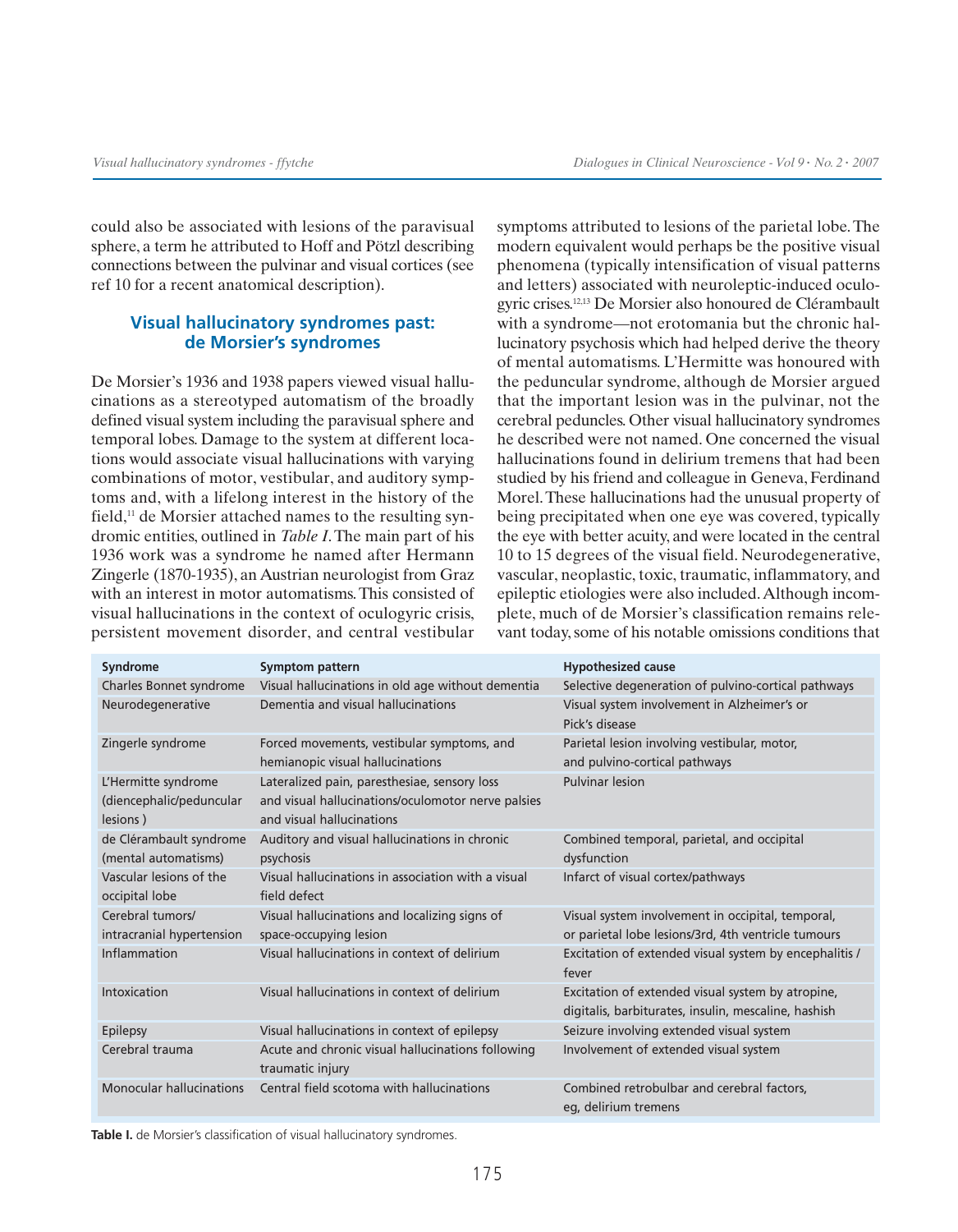could also be associated with lesions of the paravisual sphere, a term he attributed to Hoff and Pötzl describing connections between the pulvinar and visual cortices (see ref 10 for a recent anatomical description).

## Visual hallucinatory syndromes past: de Morsier's syndromes

De Morsier's 1936 and 1938 papers viewed visual hallucinations as a stereotyped automatism of the broadly defined visual system including the paravisual sphere and temporal lobes. Damage to the system at different locations would associate visual hallucinations with varying combinations of motor, vestibular, and auditory symptoms and, with a lifelong interest in the history of the field,[11] de Morsier attached names to the resulting syndromic entities, outlined in *Table I*. The main part of his 1936 work was a syndrome he named after Hermann Zingerle (1870-1935), an Austrian neurologist from Graz with an interest in motor automatisms. This consisted of visual hallucinations in the context of oculogyric crisis, persistent movement disorder, and central vestibular symptoms attributed to lesions of the parietal lobe. The modern equivalent would perhaps be the positive visual phenomena (typically intensification of visual patterns and letters) associated with neuroleptic-induced oculogyric crises.[12,13] De Morsier also honoured de Clérambault with a syndrome—not erotomania but the chronic hallucinatory psychosis which had helped derive the theory of mental automatisms. L'Hermitte was honoured with the peduncular syndrome, although de Morsier argued that the important lesion was in the pulvinar, not the cerebral peduncles. Other visual hallucinatory syndromes he described were not named. One concerned the visual hallucinations found in delirium tremens that had been studied by his friend and colleague in Geneva, Ferdinand Morel. These hallucinations had the unusual property of being precipitated when one eye was covered, typically the eye with better acuity, and were located in the central 10 to 15 degrees of the visual field. Neurodegenerative, vascular, neoplastic, toxic, traumatic, inflammatory, and epileptic etiologies were also included. Although incomplete, much of de Morsier's classification remains relevant today, some of his notable omissions conditions that

| Syndrome | Symptom pattern | Hypothesized cause |
|---|---|---|
| Charles Bonnet syndrome | Visual hallucinations in old age without dementia | Selective degeneration of pulvino-cortical pathways |
| Neurodegenerative | Dementia and visual hallucinations | Visual system involvement in Alzheimer's or Pick's disease |
| Zingerle syndrome | Forced movements, vestibular symptoms, and hemianopic visual hallucinations | Parietal lesion involving vestibular, motor, and pulvino-cortical pathways |
| L'Hermitte syndrome (diencephalic/peduncular lesions ) | Lateralized pain, paresthesiae, sensory loss and visual hallucinations/oculomotor nerve palsies and visual hallucinations | Pulvinar lesion |
| de Clérambault syndrome (mental automatisms) | Auditory and visual hallucinations in chronic psychosis | Combined temporal, parietal, and occipital dysfunction |
| Vascular lesions of the occipital lobe | Visual hallucinations in association with a visual field defect | Infarct of visual cortex/pathways |
| Cerebral tumors/ intracranial hypertension | Visual hallucinations and localizing signs of space-occupying lesion | Visual system involvement in occipital, temporal, or parietal lobe lesions/3rd, 4th ventricle tumours |
| Inflammation | Visual hallucinations in context of delirium | Excitation of extended visual system by encephalitis / fever |
| Intoxication | Visual hallucinations in context of delirium | Excitation of extended visual system by atropine, digitalis, barbiturates, insulin, mescaline, hashish |
| Epilepsy | Visual hallucinations in context of epilepsy | Seizure involving extended visual system |
| Cerebral trauma | Acute and chronic visual hallucinations following traumatic injury | Involvement of extended visual system |
| Monocular hallucinations | Central field scotoma with hallucinations | Combined retrobulbar and cerebral factors, eg, delirium tremens |

**Table I.** de Morsier's classification of visual hallucinatory syndromes.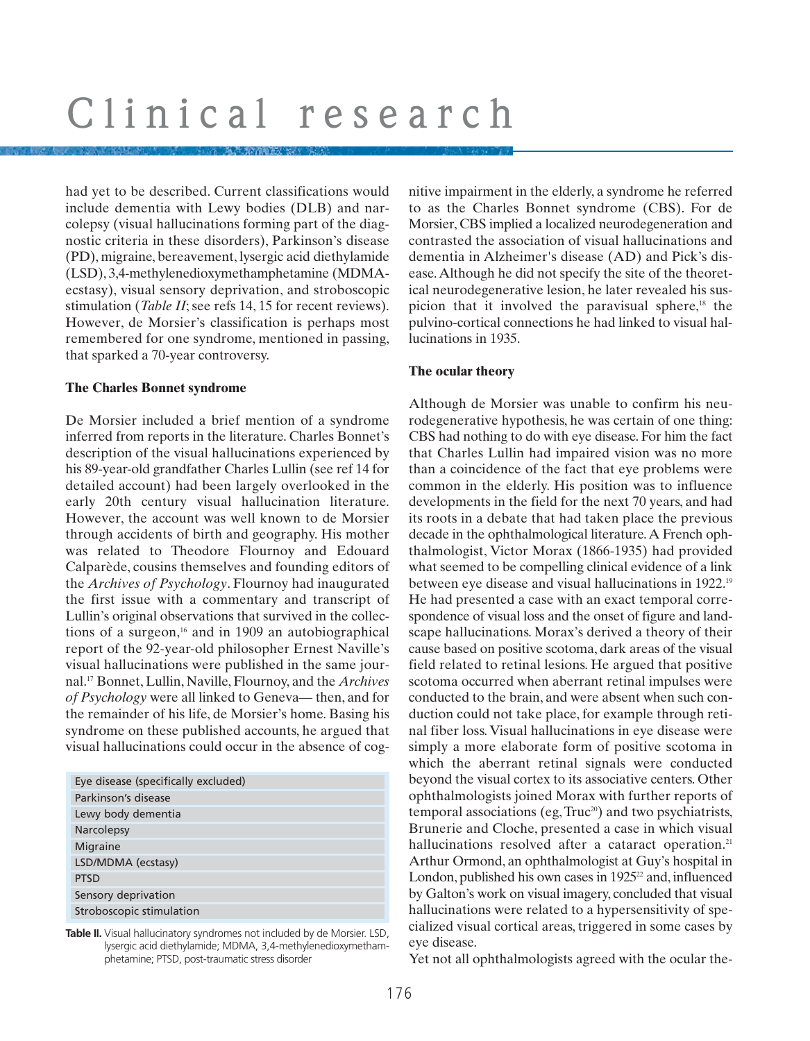had yet to be described. Current classifications would include dementia with Lewy bodies (DLB) and narcolepsy (visual hallucinations forming part of the diagnostic criteria in these disorders), Parkinson's disease (PD), migraine, bereavement, lysergic acid diethylamide (LSD), 3,4-methylenedioxymethamphetamine (MDMA-ecstasy), visual sensory deprivation, and stroboscopic stimulation (*Table II*; see refs 14, 15 for recent reviews). However, de Morsier's classification is perhaps most remembered for one syndrome, mentioned in passing, that sparked a 70-year controversy.

### The Charles Bonnet syndrome

De Morsier included a brief mention of a syndrome inferred from reports in the literature. Charles Bonnet's description of the visual hallucinations experienced by his 89-year-old grandfather Charles Lullin (see ref 14 for detailed account) had been largely overlooked in the early 20th century visual hallucination literature. However, the account was well known to de Morsier through accidents of birth and geography. His mother was related to Theodore Flournoy and Edouard Calparède, cousins themselves and founding editors of the *Archives of Psychology*. Flournoy had inaugurated the first issue with a commentary and transcript of Lullin's original observations that survived in the collections of a surgeon,[16] and in 1909 an autobiographical report of the 92-year-old philosopher Ernest Naville's visual hallucinations were published in the same journal.[17] Bonnet, Lullin, Naville, Flournoy, and the *Archives of Psychology* were all linked to Geneva— then, and for the remainder of his life, de Morsier's home. Basing his syndrome on these published accounts, he argued that visual hallucinations could occur in the absence of cognitive impairment in the elderly, a syndrome he referred to as the Charles Bonnet syndrome (CBS). For de Morsier, CBS implied a localized neurodegeneration and contrasted the association of visual hallucinations and dementia in Alzheimer's disease (AD) and Pick's disease. Although he did not specify the site of the theoretical neurodegenerative lesion, he later revealed his suspicion that it involved the paravisual sphere,[18] the pulvino-cortical connections he had linked to visual hallucinations in 1935.

| Visual hallucinatory syndromes |
|---|
| Eye disease (specifically excluded) |
| Parkinson's disease |
| Lewy body dementia |
| Narcolepsy |
| Migraine |
| LSD/MDMA (ecstasy) |
| PTSD |
| Sensory deprivation |
| Stroboscopic stimulation |

**Table II.** Visual hallucinatory syndromes not included by de Morsier. LSD, lysergic acid diethylamide; MDMA, 3,4-methylenedioxymethamphetamine; PTSD, post-traumatic stress disorder

### The ocular theory

Although de Morsier was unable to confirm his neurodegenerative hypothesis, he was certain of one thing: CBS had nothing to do with eye disease. For him the fact that Charles Lullin had impaired vision was no more than a coincidence of the fact that eye problems were common in the elderly. His position was to influence developments in the field for the next 70 years, and had its roots in a debate that had taken place the previous decade in the ophthalmological literature. A French ophthalmologist, Victor Morax (1866-1935) had provided what seemed to be compelling clinical evidence of a link between eye disease and visual hallucinations in 1922.[19] He had presented a case with an exact temporal correspondence of visual loss and the onset of figure and landscape hallucinations. Morax's derived a theory of their cause based on positive scotoma, dark areas of the visual field related to retinal lesions. He argued that positive scotoma occurred when aberrant retinal impulses were conducted to the brain, and were absent when such conduction could not take place, for example through retinal fiber loss. Visual hallucinations in eye disease were simply a more elaborate form of positive scotoma in which the aberrant retinal signals were conducted beyond the visual cortex to its associative centers. Other ophthalmologists joined Morax with further reports of temporal associations (eg, Truc[20]) and two psychiatrists, Brunerie and Cloche, presented a case in which visual hallucinations resolved after a cataract operation.[21] Arthur Ormond, an ophthalmologist at Guy's hospital in London, published his own cases in 1925[22] and, influenced by Galton's work on visual imagery, concluded that visual hallucinations were related to a hypersensitivity of specialized visual cortical areas, triggered in some cases by eye disease.

Yet not all ophthalmologists agreed with the ocular the-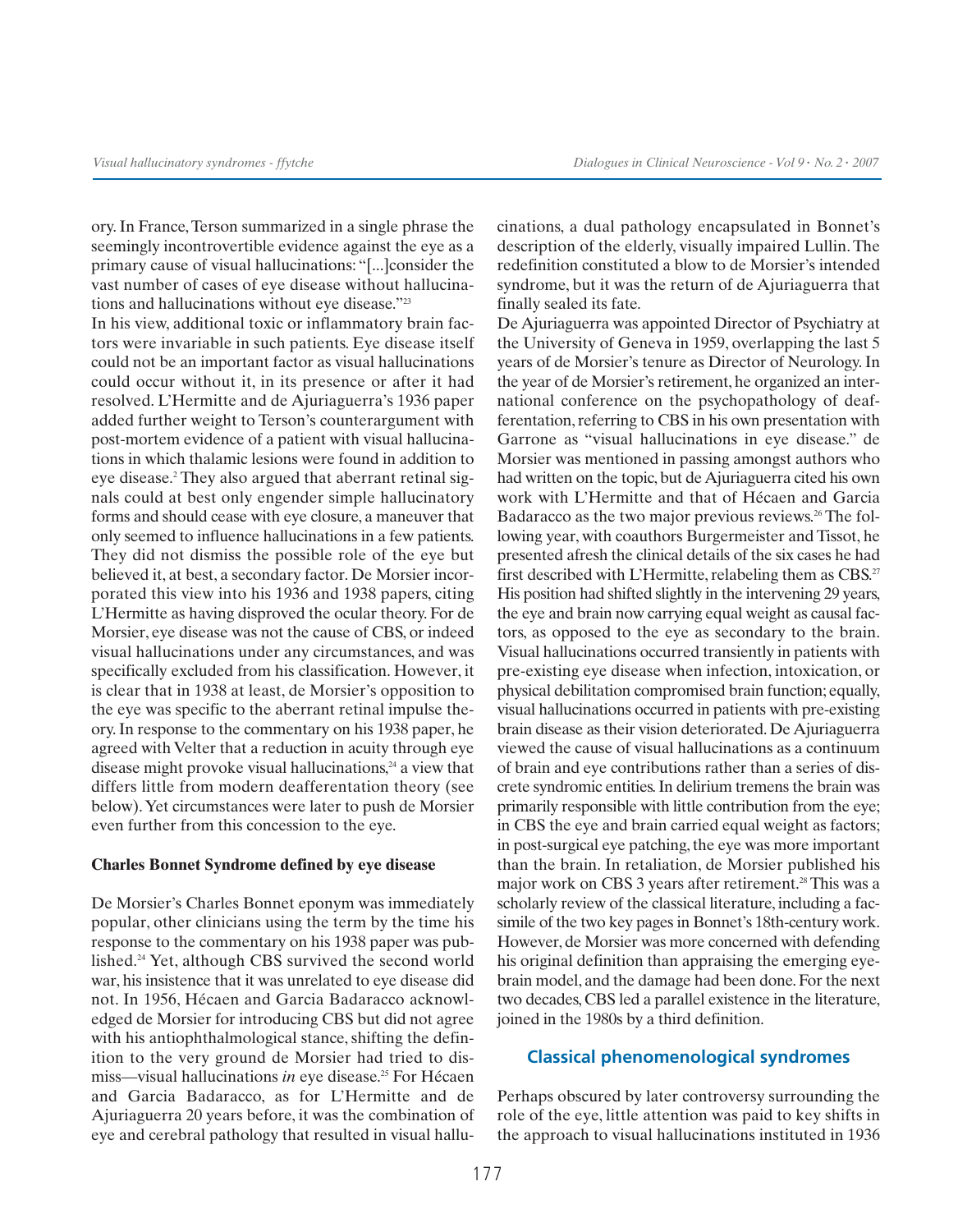ory. In France, Terson summarized in a single phrase the seemingly incontrovertible evidence against the eye as a primary cause of visual hallucinations: "[...]consider the vast number of cases of eye disease without hallucinations and hallucinations without eye disease."[23]

In his view, additional toxic or inflammatory brain factors were invariable in such patients. Eye disease itself could not be an important factor as visual hallucinations could occur without it, in its presence or after it had resolved. L'Hermitte and de Ajuriaguerra's 1936 paper added further weight to Terson's counterargument with post-mortem evidence of a patient with visual hallucinations in which thalamic lesions were found in addition to eye disease.[2] They also argued that aberrant retinal signals could at best only engender simple hallucinatory forms and should cease with eye closure, a maneuver that only seemed to influence hallucinations in a few patients. They did not dismiss the possible role of the eye but believed it, at best, a secondary factor. De Morsier incorporated this view into his 1936 and 1938 papers, citing L'Hermitte as having disproved the ocular theory. For de Morsier, eye disease was not the cause of CBS, or indeed visual hallucinations under any circumstances, and was specifically excluded from his classification. However, it is clear that in 1938 at least, de Morsier's opposition to the eye was specific to the aberrant retinal impulse theory. In response to the commentary on his 1938 paper, he agreed with Velter that a reduction in acuity through eye disease might provoke visual hallucinations,[24] a view that differs little from modern deafferentation theory (see below). Yet circumstances were later to push de Morsier even further from this concession to the eye.

#### Charles Bonnet Syndrome defined by eye disease

De Morsier's Charles Bonnet eponym was immediately popular, other clinicians using the term by the time his response to the commentary on his 1938 paper was published.[24] Yet, although CBS survived the second world war, his insistence that it was unrelated to eye disease did not. In 1956, Hécaen and Garcia Badaracco acknowledged de Morsier for introducing CBS but did not agree with his antiophthalmological stance, shifting the definition to the very ground de Morsier had tried to dismiss—visual hallucinations *in* eye disease.[25] For Hécaen and Garcia Badaracco, as for L'Hermitte and de Ajuriaguerra 20 years before, it was the combination of eye and cerebral pathology that resulted in visual hallucinations, a dual pathology encapsulated in Bonnet's description of the elderly, visually impaired Lullin. The redefinition constituted a blow to de Morsier's intended syndrome, but it was the return of de Ajuriaguerra that finally sealed its fate.

De Ajuriaguerra was appointed Director of Psychiatry at the University of Geneva in 1959, overlapping the last 5 years of de Morsier's tenure as Director of Neurology. In the year of de Morsier's retirement, he organized an international conference on the psychopathology of deafferentation, referring to CBS in his own presentation with Garrone as "visual hallucinations in eye disease." de Morsier was mentioned in passing amongst authors who had written on the topic, but de Ajuriaguerra cited his own work with L'Hermitte and that of Hécaen and Garcia Badaracco as the two major previous reviews.[26] The following year, with coauthors Burgermeister and Tissot, he presented afresh the clinical details of the six cases he had first described with L'Hermitte, relabeling them as CBS.[27] His position had shifted slightly in the intervening 29 years, the eye and brain now carrying equal weight as causal factors, as opposed to the eye as secondary to the brain. Visual hallucinations occurred transiently in patients with pre-existing eye disease when infection, intoxication, or physical debilitation compromised brain function; equally, visual hallucinations occurred in patients with pre-existing brain disease as their vision deteriorated. De Ajuriaguerra viewed the cause of visual hallucinations as a continuum of brain and eye contributions rather than a series of discrete syndromic entities. In delirium tremens the brain was primarily responsible with little contribution from the eye; in CBS the eye and brain carried equal weight as factors; in post-surgical eye patching, the eye was more important than the brain. In retaliation, de Morsier published his major work on CBS 3 years after retirement.[28] This was a scholarly review of the classical literature, including a facsimile of the two key pages in Bonnet's 18th-century work. However, de Morsier was more concerned with defending his original definition than appraising the emerging eye-brain model, and the damage had been done. For the next two decades, CBS led a parallel existence in the literature, joined in the 1980s by a third definition.

## Classical phenomenological syndromes

Perhaps obscured by later controversy surrounding the role of the eye, little attention was paid to key shifts in the approach to visual hallucinations instituted in 1936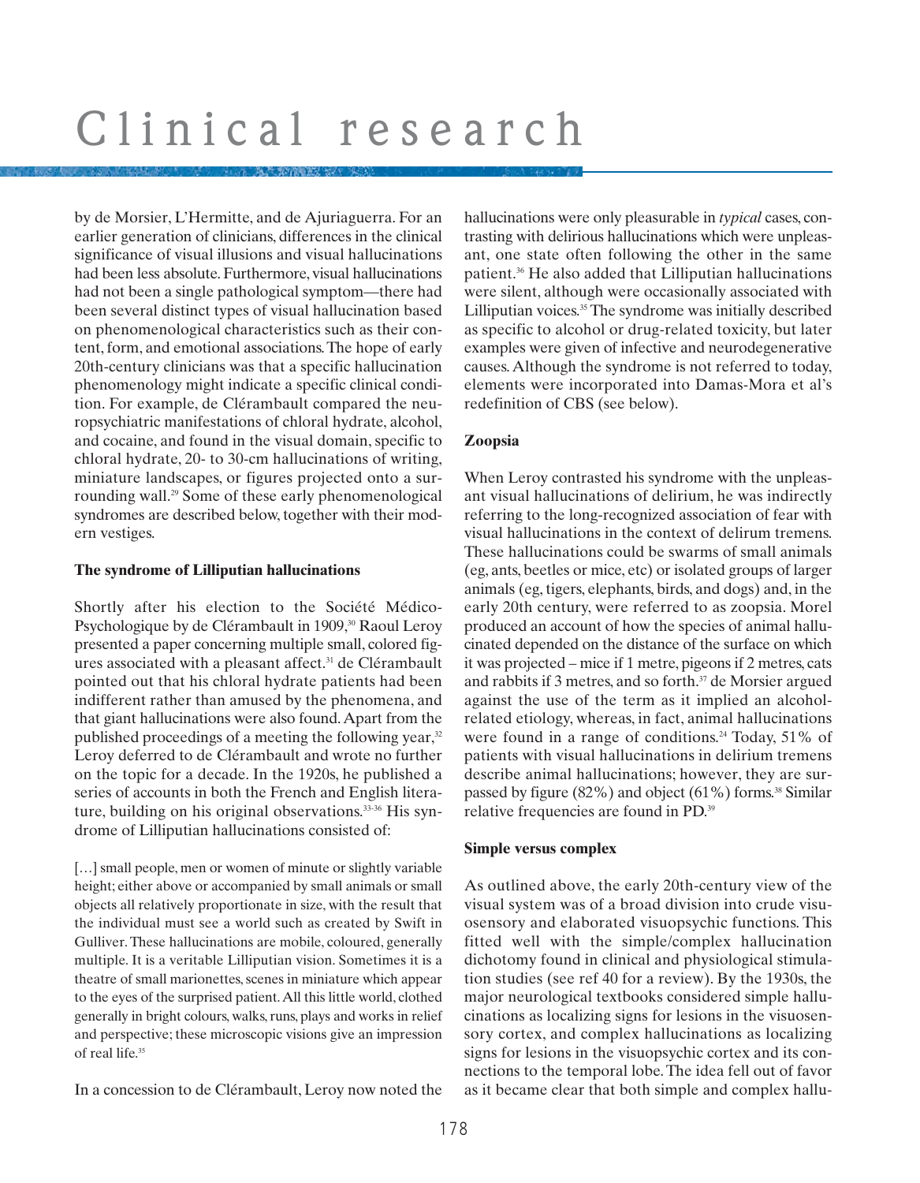by de Morsier, L'Hermitte, and de Ajuriaguerra. For an earlier generation of clinicians, differences in the clinical significance of visual illusions and visual hallucinations had been less absolute. Furthermore, visual hallucinations had not been a single pathological symptom—there had been several distinct types of visual hallucination based on phenomenological characteristics such as their content, form, and emotional associations. The hope of early 20th-century clinicians was that a specific hallucination phenomenology might indicate a specific clinical condition. For example, de Clérambault compared the neuropsychiatric manifestations of chloral hydrate, alcohol, and cocaine, and found in the visual domain, specific to chloral hydrate, 20- to 30-cm hallucinations of writing, miniature landscapes, or figures projected onto a surrounding wall.[29] Some of these early phenomenological syndromes are described below, together with their modern vestiges.

### The syndrome of Lilliputian hallucinations

Shortly after his election to the Société Médico-Psychologique by de Clérambault in 1909,[30] Raoul Leroy presented a paper concerning multiple small, colored figures associated with a pleasant affect.[31] de Clérambault pointed out that his chloral hydrate patients had been indifferent rather than amused by the phenomena, and that giant hallucinations were also found. Apart from the published proceedings of a meeting the following year,[32] Leroy deferred to de Clérambault and wrote no further on the topic for a decade. In the 1920s, he published a series of accounts in both the French and English literature, building on his original observations.[33-36] His syndrome of Lilliputian hallucinations consisted of:

> […] small people, men or women of minute or slightly variable height; either above or accompanied by small animals or small objects all relatively proportionate in size, with the result that the individual must see a world such as created by Swift in Gulliver. These hallucinations are mobile, coloured, generally multiple. It is a veritable Lilliputian vision. Sometimes it is a theatre of small marionettes, scenes in miniature which appear to the eyes of the surprised patient. All this little world, clothed generally in bright colours, walks, runs, plays and works in relief and perspective; these microscopic visions give an impression of real life.[35]

In a concession to de Clérambault, Leroy now noted the hallucinations were only pleasurable in *typical* cases, contrasting with delirious hallucinations which were unpleasant, one state often following the other in the same patient.[36] He also added that Lilliputian hallucinations were silent, although were occasionally associated with Lilliputian voices.[35] The syndrome was initially described as specific to alcohol or drug-related toxicity, but later examples were given of infective and neurodegenerative causes. Although the syndrome is not referred to today, elements were incorporated into Damas-Mora et al's redefinition of CBS (see below).

### Zoopsia

When Leroy contrasted his syndrome with the unpleasant visual hallucinations of delirium, he was indirectly referring to the long-recognized association of fear with visual hallucinations in the context of delirum tremens. These hallucinations could be swarms of small animals (eg, ants, beetles or mice, etc) or isolated groups of larger animals (eg, tigers, elephants, birds, and dogs) and, in the early 20th century, were referred to as zoopsia. Morel produced an account of how the species of animal hallucinated depended on the distance of the surface on which it was projected – mice if 1 metre, pigeons if 2 metres, cats and rabbits if 3 metres, and so forth.[37] de Morsier argued against the use of the term as it implied an alcohol-related etiology, whereas, in fact, animal hallucinations were found in a range of conditions.[24] Today, 51% of patients with visual hallucinations in delirium tremens describe animal hallucinations; however, they are surpassed by figure (82%) and object (61%) forms.[38] Similar relative frequencies are found in PD.[39]

### Simple versus complex

As outlined above, the early 20th-century view of the visual system was of a broad division into crude visuosensory and elaborated visuopsychic functions. This fitted well with the simple/complex hallucination dichotomy found in clinical and physiological stimulation studies (see ref 40 for a review). By the 1930s, the major neurological textbooks considered simple hallucinations as localizing signs for lesions in the visuosensory cortex, and complex hallucinations as localizing signs for lesions in the visuopsychic cortex and its connections to the temporal lobe. The idea fell out of favor as it became clear that both simple and complex hallu-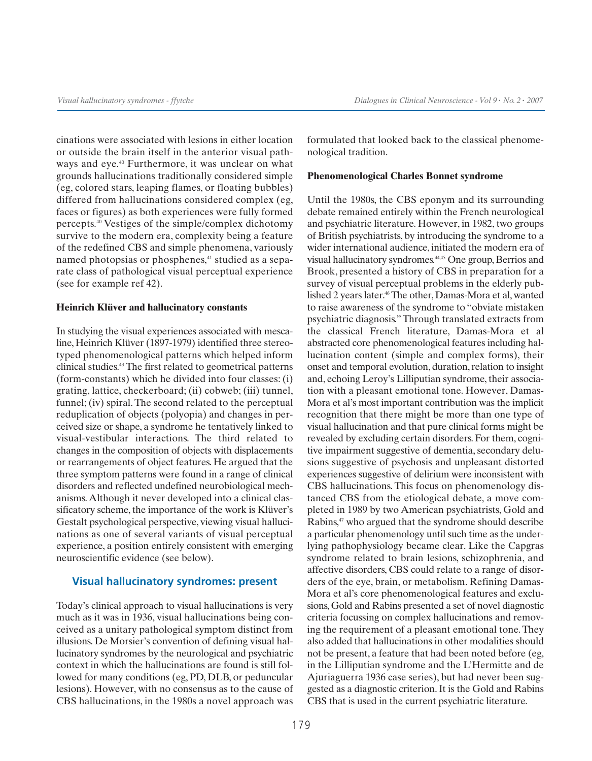cinations were associated with lesions in either location or outside the brain itself in the anterior visual pathways and eye.[40] Furthermore, it was unclear on what grounds hallucinations traditionally considered simple (eg, colored stars, leaping flames, or floating bubbles) differed from hallucinations considered complex (eg, faces or figures) as both experiences were fully formed percepts.[40] Vestiges of the simple/complex dichotomy survive to the modern era, complexity being a feature of the redefined CBS and simple phenomena, variously named photopsias or phosphenes,[41] studied as a separate class of pathological visual perceptual experience (see for example ref 42).

#### Heinrich Klüver and hallucinatory constants

In studying the visual experiences associated with mescaline, Heinrich Klüver (1897-1979) identified three stereotyped phenomenological patterns which helped inform clinical studies.[43] The first related to geometrical patterns (form-constants) which he divided into four classes: (i) grating, lattice, checkerboard; (ii) cobweb; (iii) tunnel, funnel; (iv) spiral. The second related to the perceptual reduplication of objects (polyopia) and changes in perceived size or shape, a syndrome he tentatively linked to visual-vestibular interactions. The third related to changes in the composition of objects with displacements or rearrangements of object features. He argued that the three symptom patterns were found in a range of clinical disorders and reflected undefined neurobiological mechanisms. Although it never developed into a clinical classificatory scheme, the importance of the work is Klüver's Gestalt psychological perspective, viewing visual hallucinations as one of several variants of visual perceptual experience, a position entirely consistent with emerging neuroscientific evidence (see below).

## Visual hallucinatory syndromes: present

Today's clinical approach to visual hallucinations is very much as it was in 1936, visual hallucinations being conceived as a unitary pathological symptom distinct from illusions. De Morsier's convention of defining visual hallucinatory syndromes by the neurological and psychiatric context in which the hallucinations are found is still followed for many conditions (eg, PD, DLB, or peduncular lesions). However, with no consensus as to the cause of CBS hallucinations, in the 1980s a novel approach was formulated that looked back to the classical phenomenological tradition.

#### Phenomenological Charles Bonnet syndrome

Until the 1980s, the CBS eponym and its surrounding debate remained entirely within the French neurological and psychiatric literature. However, in 1982, two groups of British psychiatrists, by introducing the syndrome to a wider international audience, initiated the modern era of visual hallucinatory syndromes.[44,45] One group, Berrios and Brook, presented a history of CBS in preparation for a survey of visual perceptual problems in the elderly published 2 years later.[46] The other, Damas-Mora et al, wanted to raise awareness of the syndrome to "obviate mistaken psychiatric diagnosis." Through translated extracts from the classical French literature, Damas-Mora et al abstracted core phenomenological features including hallucination content (simple and complex forms), their onset and temporal evolution, duration, relation to insight and, echoing Leroy's Lilliputian syndrome, their association with a pleasant emotional tone. However, Damas-Mora et al's most important contribution was the implicit recognition that there might be more than one type of visual hallucination and that pure clinical forms might be revealed by excluding certain disorders. For them, cognitive impairment suggestive of dementia, secondary delusions suggestive of psychosis and unpleasant distorted experiences suggestive of delirium were inconsistent with CBS hallucinations. This focus on phenomenology distanced CBS from the etiological debate, a move completed in 1989 by two American psychiatrists, Gold and Rabins,[47] who argued that the syndrome should describe a particular phenomenology until such time as the underlying pathophysiology became clear. Like the Capgras syndrome related to brain lesions, schizophrenia, and affective disorders, CBS could relate to a range of disorders of the eye, brain, or metabolism. Refining Damas-Mora et al's core phenomenological features and exclusions, Gold and Rabins presented a set of novel diagnostic criteria focussing on complex hallucinations and removing the requirement of a pleasant emotional tone. They also added that hallucinations in other modalities should not be present, a feature that had been noted before (eg, in the Lilliputian syndrome and the L'Hermitte and de Ajuriaguerra 1936 case series), but had never been suggested as a diagnostic criterion. It is the Gold and Rabins CBS that is used in the current psychiatric literature.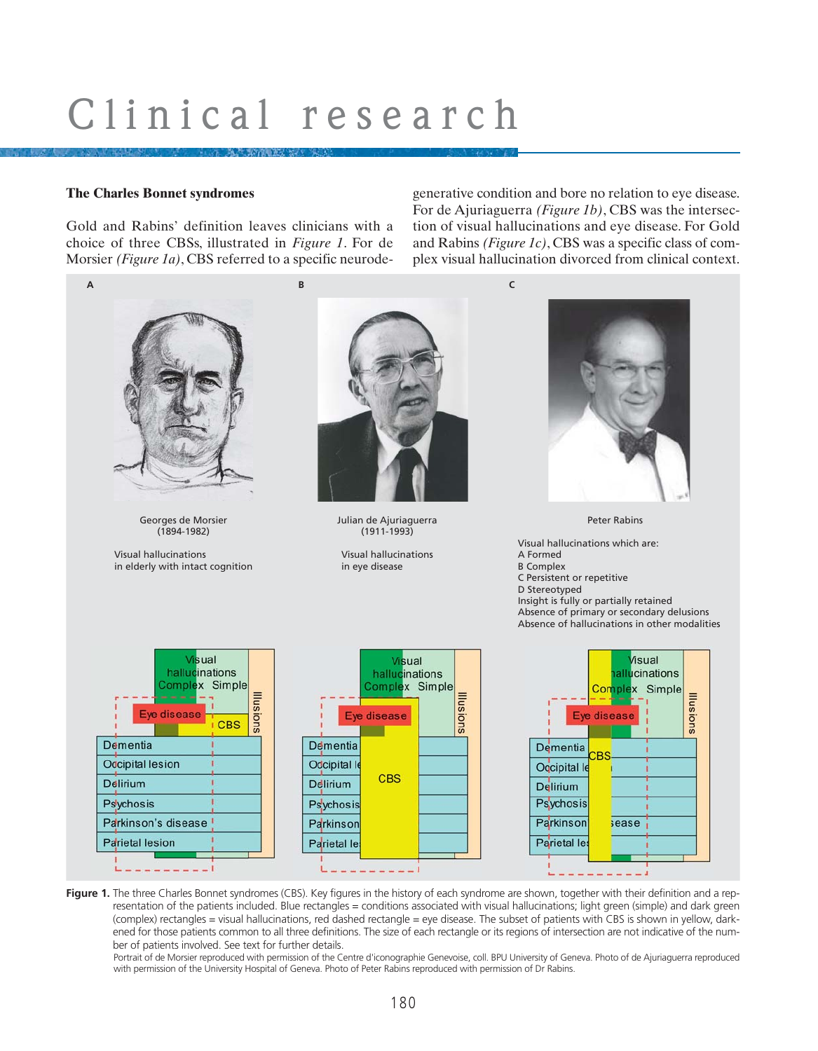### The Charles Bonnet syndromes

Gold and Rabins' definition leaves clinicians with a choice of three CBSs, illustrated in *Figure 1*. For de Morsier *(Figure 1a)*, CBS referred to a specific neurodegenerative condition and bore no relation to eye disease. For de Ajuriaguerra *(Figure 1b)*, CBS was the intersection of visual hallucinations and eye disease. For Gold and Rabins *(Figure 1c)*, CBS was a specific class of complex visual hallucination divorced from clinical context.

A

Georges de Morsier
(1894-1982)

Visual hallucinations in elderly with intact cognition

B

Julian de Ajuriaguerra
(1911-1993)

Visual hallucinations in eye disease

C

Peter Rabins

Visual hallucinations which are:
A Formed
B Complex
C Persistent or repetitive
D Stereotyped
Insight is fully or partially retained
Absence of primary or secondary delusions
Absence of hallucinations in other modalities

**Figure 1.** The three Charles Bonnet syndromes (CBS). Key figures in the history of each syndrome are shown, together with their definition and a representation of the patients included. Blue rectangles = conditions associated with visual hallucinations; light green (simple) and dark green (complex) rectangles = visual hallucinations, red dashed rectangle = eye disease. The subset of patients with CBS is shown in yellow, darkened for those patients common to all three definitions. The size of each rectangle or its regions of intersection are not indicative of the number of patients involved. See text for further details.

Portrait of de Morsier reproduced with permission of the Centre d'iconographie Genevoise, coll. BPU University of Geneva. Photo of de Ajuriaguerra reproduced with permission of the University Hospital of Geneva. Photo of Peter Rabins reproduced with permission of Dr Rabins.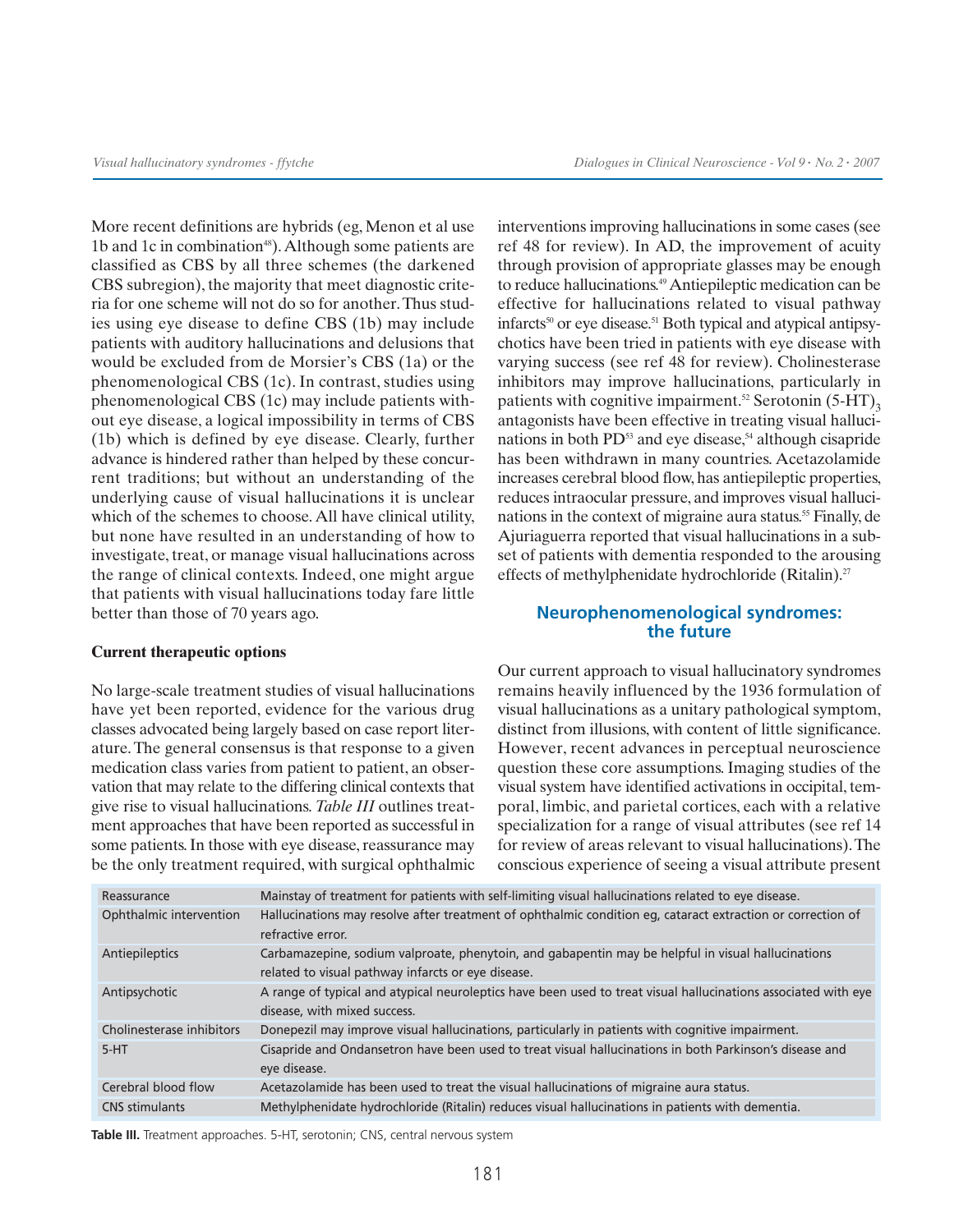More recent definitions are hybrids (eg, Menon et al use 1b and 1c in combination[48]). Although some patients are classified as CBS by all three schemes (the darkened CBS subregion), the majority that meet diagnostic criteria for one scheme will not do so for another. Thus studies using eye disease to define CBS (1b) may include patients with auditory hallucinations and delusions that would be excluded from de Morsier's CBS (1a) or the phenomenological CBS (1c). In contrast, studies using phenomenological CBS (1c) may include patients without eye disease, a logical impossibility in terms of CBS (1b) which is defined by eye disease. Clearly, further advance is hindered rather than helped by these concurrent traditions; but without an understanding of the underlying cause of visual hallucinations it is unclear which of the schemes to choose. All have clinical utility, but none have resulted in an understanding of how to investigate, treat, or manage visual hallucinations across the range of clinical contexts. Indeed, one might argue that patients with visual hallucinations today fare little better than those of 70 years ago.

**Current therapeutic options**

No large-scale treatment studies of visual hallucinations have yet been reported, evidence for the various drug classes advocated being largely based on case report literature. The general consensus is that response to a given medication class varies from patient to patient, an observation that may relate to the differing clinical contexts that give rise to visual hallucinations. *Table III* outlines treatment approaches that have been reported as successful in some patients. In those with eye disease, reassurance may be the only treatment required, with surgical ophthalmic interventions improving hallucinations in some cases (see ref 48 for review). In AD, the improvement of acuity through provision of appropriate glasses may be enough to reduce hallucinations.[49] Antiepileptic medication can be effective for hallucinations related to visual pathway infarcts[50] or eye disease.[51] Both typical and atypical antipsychotics have been tried in patients with eye disease with varying success (see ref 48 for review). Cholinesterase inhibitors may improve hallucinations, particularly in patients with cognitive impairment.[52] Serotonin $(5\text{-HT})_3$ antagonists have been effective in treating visual hallucinations in both PD[53] and eye disease,[54] although cisapride has been withdrawn in many countries. Acetazolamide increases cerebral blood flow, has antiepileptic properties, reduces intraocular pressure, and improves visual hallucinations in the context of migraine aura status.[55] Finally, de Ajuriaguerra reported that visual hallucinations in a subset of patients with dementia responded to the arousing effects of methylphenidate hydrochloride (Ritalin).[27]

## Neurophenomenological syndromes: the future

Our current approach to visual hallucinatory syndromes remains heavily influenced by the 1936 formulation of visual hallucinations as a unitary pathological symptom, distinct from illusions, with content of little significance. However, recent advances in perceptual neuroscience question these core assumptions. Imaging studies of the visual system have identified activations in occipital, temporal, limbic, and parietal cortices, each with a relative specialization for a range of visual attributes (see ref 14 for review of areas relevant to visual hallucinations). The conscious experience of seeing a visual attribute present

| | |
|---|---|
| Reassurance | Mainstay of treatment for patients with self-limiting visual hallucinations related to eye disease. |
| Ophthalmic intervention | Hallucinations may resolve after treatment of ophthalmic condition eg, cataract extraction or correction of refractive error. |
| Antiepileptics | Carbamazepine, sodium valproate, phenytoin, and gabapentin may be helpful in visual hallucinations related to visual pathway infarcts or eye disease. |
| Antipsychotic | A range of typical and atypical neuroleptics have been used to treat visual hallucinations associated with eye disease, with mixed success. |
| Cholinesterase inhibitors | Donepezil may improve visual hallucinations, particularly in patients with cognitive impairment. |
| 5-HT | Cisapride and Ondansetron have been used to treat visual hallucinations in both Parkinson's disease and eye disease. |
| Cerebral blood flow | Acetazolamide has been used to treat the visual hallucinations of migraine aura status. |
| CNS stimulants | Methylphenidate hydrochloride (Ritalin) reduces visual hallucinations in patients with dementia. |

**Table III.** Treatment approaches. 5-HT, serotonin; CNS, central nervous system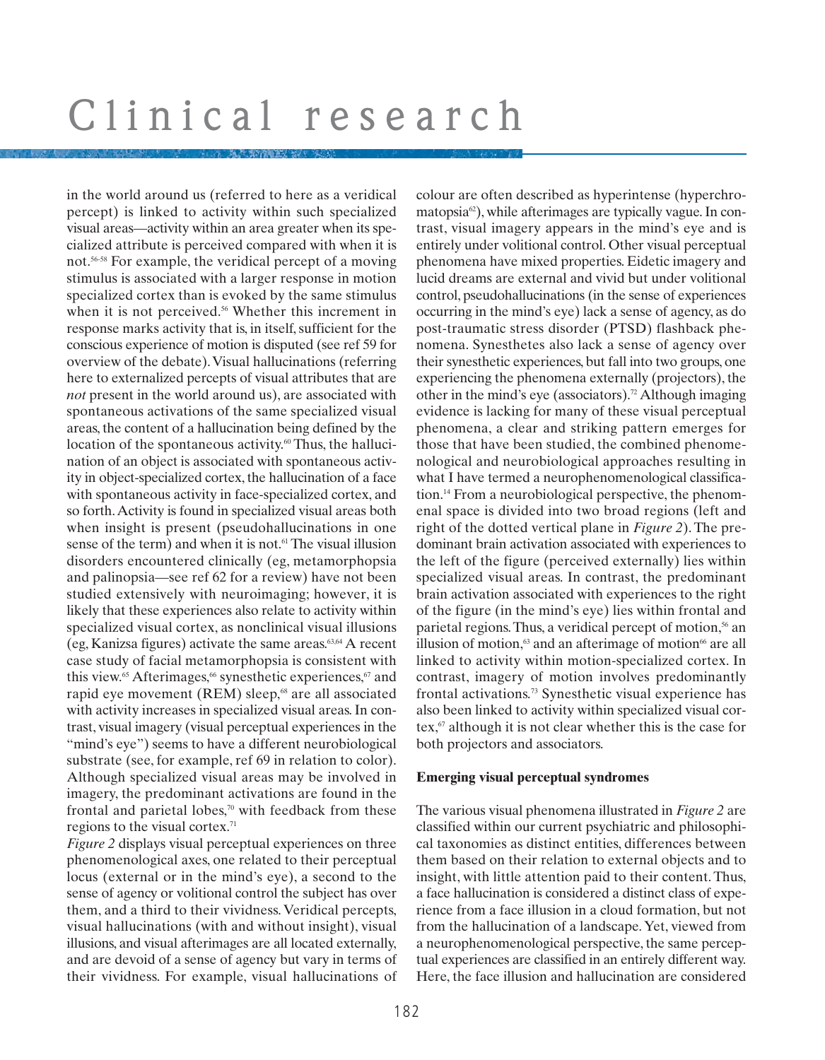in the world around us (referred to here as a veridical percept) is linked to activity within such specialized visual areas—activity within an area greater when its specialized attribute is perceived compared with when it is not.[56-58] For example, the veridical percept of a moving stimulus is associated with a larger response in motion specialized cortex than is evoked by the same stimulus when it is not perceived.[56] Whether this increment in response marks activity that is, in itself, sufficient for the conscious experience of motion is disputed (see ref 59 for overview of the debate). Visual hallucinations (referring here to externalized percepts of visual attributes that are *not* present in the world around us), are associated with spontaneous activations of the same specialized visual areas, the content of a hallucination being defined by the location of the spontaneous activity.[60] Thus, the hallucination of an object is associated with spontaneous activity in object-specialized cortex, the hallucination of a face with spontaneous activity in face-specialized cortex, and so forth. Activity is found in specialized visual areas both when insight is present (pseudohallucinations in one sense of the term) and when it is not.[61] The visual illusion disorders encountered clinically (eg, metamorphopsia and palinopsia—see ref 62 for a review) have not been studied extensively with neuroimaging; however, it is likely that these experiences also relate to activity within specialized visual cortex, as nonclinical visual illusions (eg, Kanizsa figures) activate the same areas.[63,64] A recent case study of facial metamorphopsia is consistent with this view.[65] Afterimages,[66] synesthetic experiences,[67] and rapid eye movement (REM) sleep,[68] are all associated with activity increases in specialized visual areas. In contrast, visual imagery (visual perceptual experiences in the "mind's eye") seems to have a different neurobiological substrate (see, for example, ref 69 in relation to color). Although specialized visual areas may be involved in imagery, the predominant activations are found in the frontal and parietal lobes,[70] with feedback from these regions to the visual cortex.[71]

*Figure 2* displays visual perceptual experiences on three phenomenological axes, one related to their perceptual locus (external or in the mind's eye), a second to the sense of agency or volitional control the subject has over them, and a third to their vividness. Veridical percepts, visual hallucinations (with and without insight), visual illusions, and visual afterimages are all located externally, and are devoid of a sense of agency but vary in terms of their vividness. For example, visual hallucinations of colour are often described as hyperintense (hyperchromatopsia[62]), while afterimages are typically vague. In contrast, visual imagery appears in the mind's eye and is entirely under volitional control. Other visual perceptual phenomena have mixed properties. Eidetic imagery and lucid dreams are external and vivid but under volitional control, pseudohallucinations (in the sense of experiences occurring in the mind's eye) lack a sense of agency, as do post-traumatic stress disorder (PTSD) flashback phenomena. Synesthetes also lack a sense of agency over their synesthetic experiences, but fall into two groups, one experiencing the phenomena externally (projectors), the other in the mind's eye (associators).[72] Although imaging evidence is lacking for many of these visual perceptual phenomena, a clear and striking pattern emerges for those that have been studied, the combined phenomenological and neurobiological approaches resulting in what I have termed a neurophenomenological classification.[14] From a neurobiological perspective, the phenomenal space is divided into two broad regions (left and right of the dotted vertical plane in *Figure 2*). The predominant brain activation associated with experiences to the left of the figure (perceived externally) lies within specialized visual areas. In contrast, the predominant brain activation associated with experiences to the right of the figure (in the mind's eye) lies within frontal and parietal regions. Thus, a veridical percept of motion,[56] an illusion of motion,[63] and an afterimage of motion[66] are all linked to activity within motion-specialized cortex. In contrast, imagery of motion involves predominantly frontal activations.[73] Synesthetic visual experience has also been linked to activity within specialized visual cortex,[67] although it is not clear whether this is the case for both projectors and associators.

### Emerging visual perceptual syndromes

The various visual phenomena illustrated in *Figure 2* are classified within our current psychiatric and philosophical taxonomies as distinct entities, differences between them based on their relation to external objects and to insight, with little attention paid to their content. Thus, a face hallucination is considered a distinct class of experience from a face illusion in a cloud formation, but not from the hallucination of a landscape. Yet, viewed from a neurophenomenological perspective, the same perceptual experiences are classified in an entirely different way. Here, the face illusion and hallucination are considered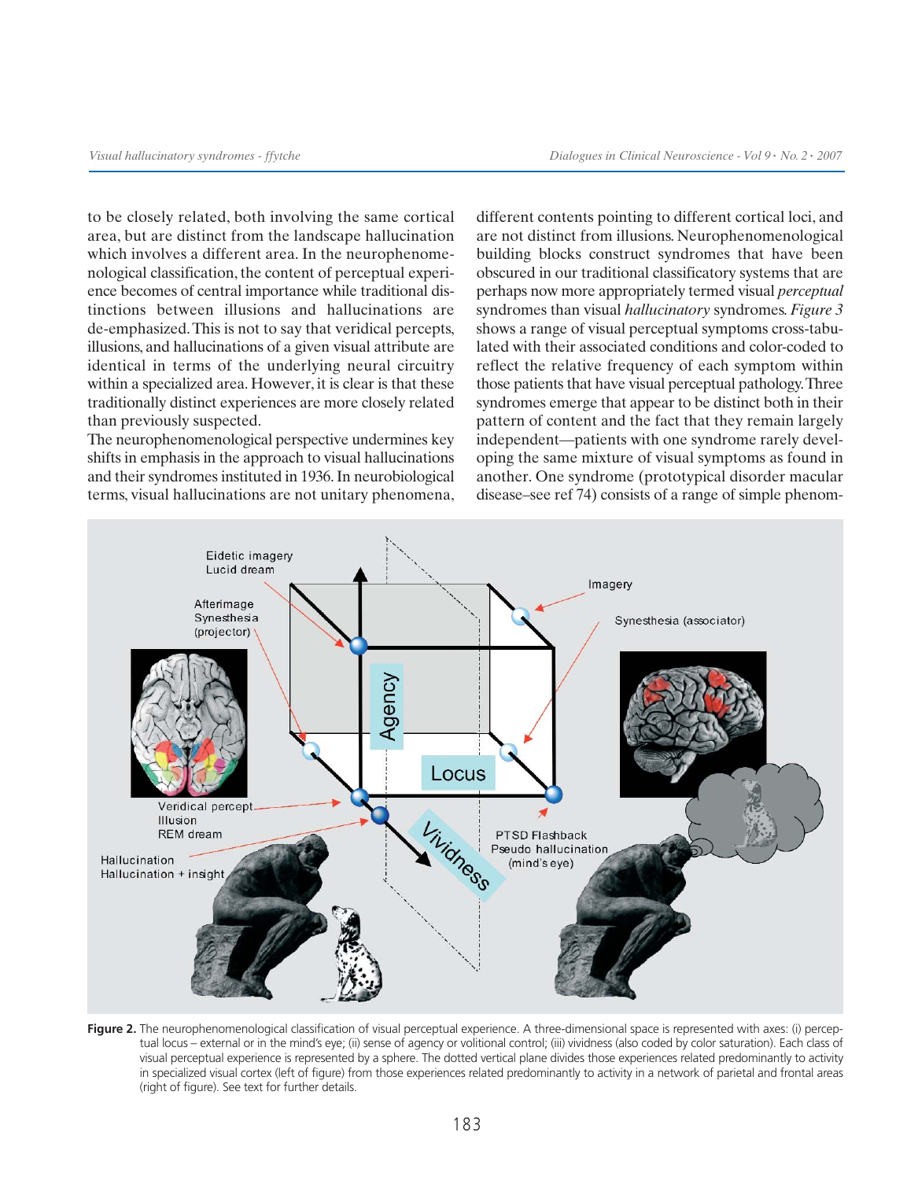to be closely related, both involving the same cortical area, but are distinct from the landscape hallucination which involves a different area. In the neurophenomenological classification, the content of perceptual experience becomes of central importance while traditional distinctions between illusions and hallucinations are de-emphasized. This is not to say that veridical percepts, illusions, and hallucinations of a given visual attribute are identical in terms of the underlying neural circuitry within a specialized area. However, it is clear is that these traditionally distinct experiences are more closely related than previously suspected.

The neurophenomenological perspective undermines key shifts in emphasis in the approach to visual hallucinations and their syndromes instituted in 1936. In neurobiological terms, visual hallucinations are not unitary phenomena, different contents pointing to different cortical loci, and are not distinct from illusions. Neurophenomenological building blocks construct syndromes that have been obscured in our traditional classificatory systems that are perhaps now more appropriately termed visual *perceptual* syndromes than visual *hallucinatory* syndromes. *Figure 3* shows a range of visual perceptual symptoms cross-tabulated with their associated conditions and color-coded to reflect the relative frequency of each symptom within those patients that have visual perceptual pathology. Three syndromes emerge that appear to be distinct both in their pattern of content and the fact that they remain largely independent—patients with one syndrome rarely developing the same mixture of visual symptoms as found in another. One syndrome (prototypical disorder macular disease–see ref 74) consists of a range of simple phenom-

**Figure 2.** The neurophenomenological classification of visual perceptual experience. A three-dimensional space is represented with axes: (i) perceptual locus – external or in the mind's eye; (ii) sense of agency or volitional control; (iii) vividness (also coded by color saturation). Each class of visual perceptual experience is represented by a sphere. The dotted vertical plane divides those experiences related predominantly to activity in specialized visual cortex (left of figure) from those experiences related predominantly to activity in a network of parietal and frontal areas (right of figure). See text for further details.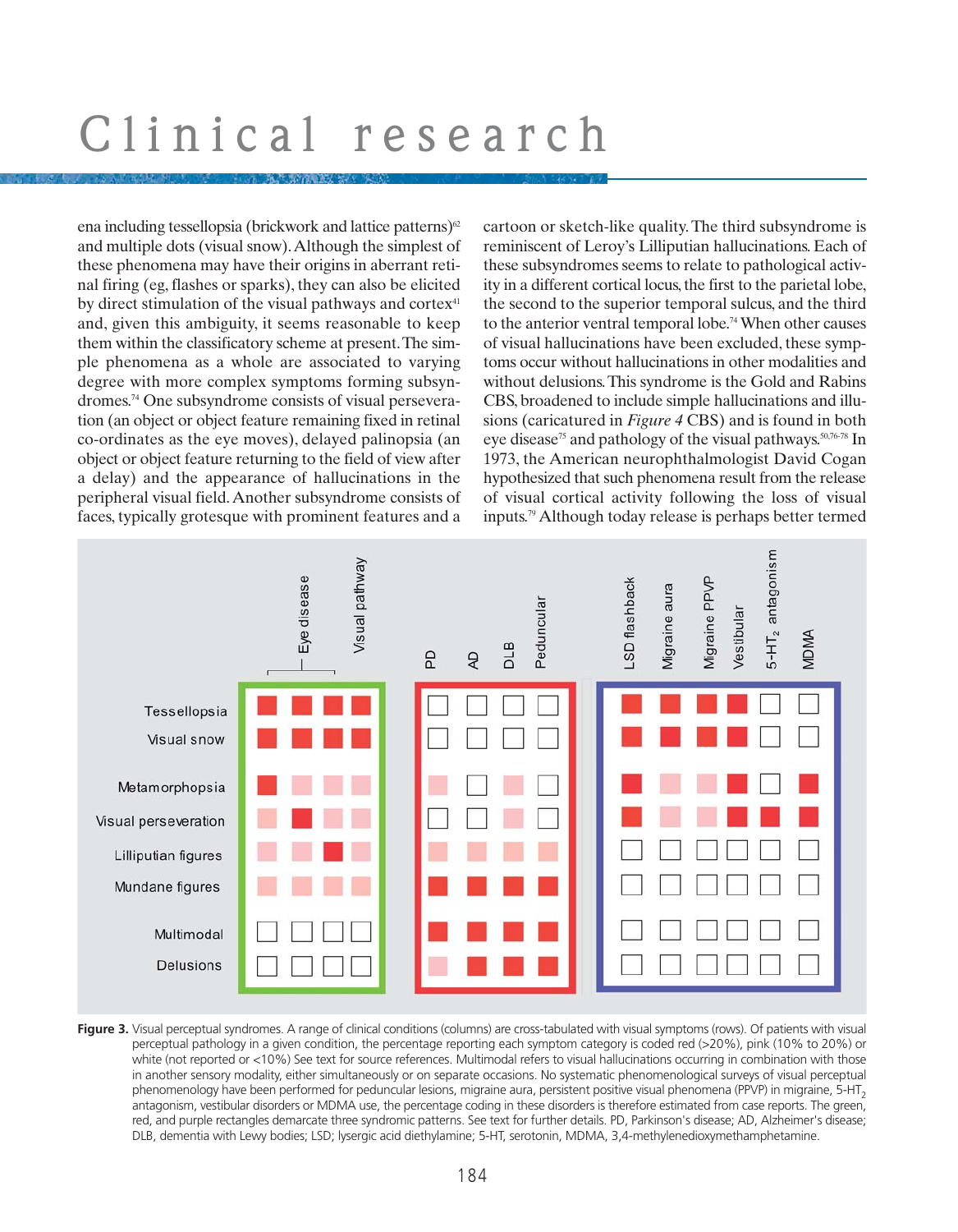ena including tessellopsia (brickwork and lattice patterns)[62] and multiple dots (visual snow). Although the simplest of these phenomena may have their origins in aberrant retinal firing (eg, flashes or sparks), they can also be elicited by direct stimulation of the visual pathways and cortex[41] and, given this ambiguity, it seems reasonable to keep them within the classificatory scheme at present. The simple phenomena as a whole are associated to varying degree with more complex symptoms forming subsyndromes.[74] One subsyndrome consists of visual perseveration (an object or object feature remaining fixed in retinal co-ordinates as the eye moves), delayed palinopsia (an object or object feature returning to the field of view after a delay) and the appearance of hallucinations in the peripheral visual field. Another subsyndrome consists of faces, typically grotesque with prominent features and a cartoon or sketch-like quality. The third subsyndrome is reminiscent of Leroy's Lilliputian hallucinations. Each of these subsyndromes seems to relate to pathological activity in a different cortical locus, the first to the parietal lobe, the second to the superior temporal sulcus, and the third to the anterior ventral temporal lobe.[74] When other causes of visual hallucinations have been excluded, these symptoms occur without hallucinations in other modalities and without delusions. This syndrome is the Gold and Rabins CBS, broadened to include simple hallucinations and illusions (caricatured in *Figure 4* CBS) and is found in both eye disease[75] and pathology of the visual pathways.[50,76-78] In 1973, the American neurophthalmologist David Cogan hypothesized that such phenomena result from the release of visual cortical activity following the loss of visual inputs.[79] Although today release is perhaps better termed

**Figure 3.** Visual perceptual syndromes. A range of clinical conditions (columns) are cross-tabulated with visual symptoms (rows). Of patients with visual perceptual pathology in a given condition, the percentage reporting each symptom category is coded red (>20%), pink (10% to 20%) or white (not reported or <10%) See text for source references. Multimodal refers to visual hallucinations occurring in combination with those in another sensory modality, either simultaneously or on separate occasions. No systematic phenomenological surveys of visual perceptual phenomenology have been performed for peduncular lesions, migraine aura, persistent positive visual phenomena (PPVP) in migraine, 5-$HT_2$ antagonism, vestibular disorders or MDMA use, the percentage coding in these disorders is therefore estimated from case reports. The green, red, and purple rectangles demarcate three syndromic patterns. See text for further details. PD, Parkinson's disease; AD, Alzheimer's disease; DLB, dementia with Lewy bodies; LSD; lysergic acid diethylamide; 5-HT, serotonin, MDMA, 3,4-methylenedioxymethamphetamine.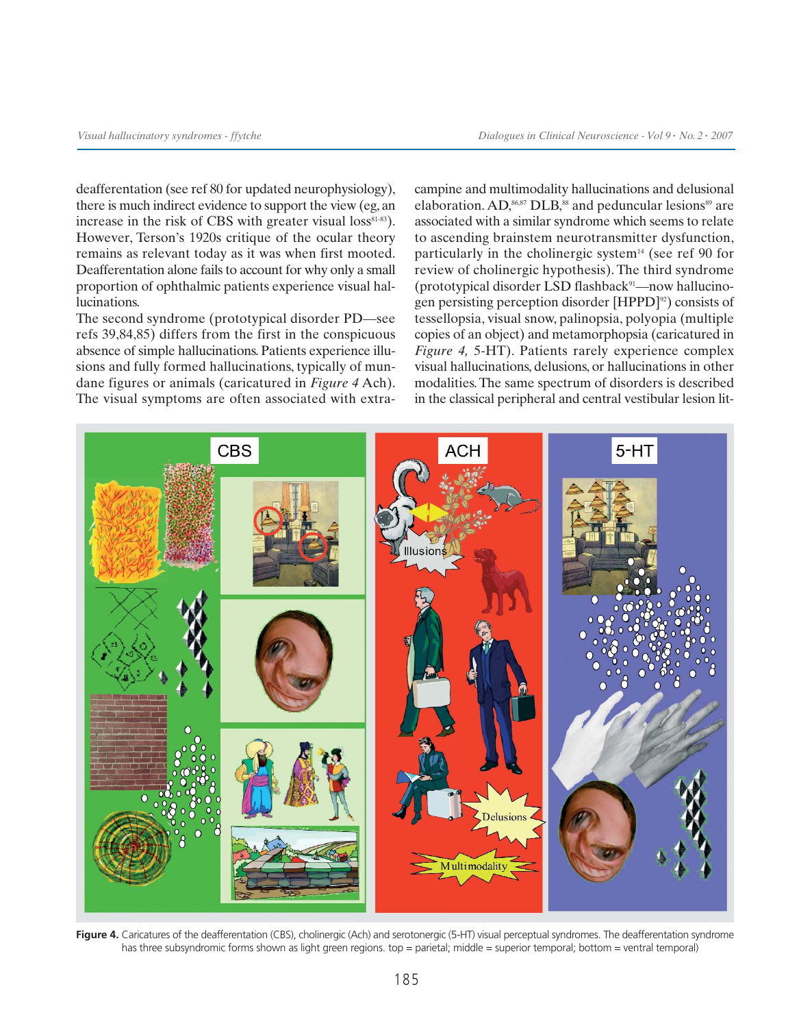deafferentation (see ref 80 for updated neurophysiology), there is much indirect evidence to support the view (eg, an increase in the risk of CBS with greater visual loss[81-83]). However, Terson's 1920s critique of the ocular theory remains as relevant today as it was when first mooted. Deafferentation alone fails to account for why only a small proportion of ophthalmic patients experience visual hallucinations.

The second syndrome (prototypical disorder PD—see refs 39,84,85) differs from the first in the conspicuous absence of simple hallucinations. Patients experience illusions and fully formed hallucinations, typically of mundane figures or animals (caricatured in *Figure 4* Ach). The visual symptoms are often associated with extracampine and multimodality hallucinations and delusional elaboration. AD,[86,87] DLB,[88] and peduncular lesions[89] are associated with a similar syndrome which seems to relate to ascending brainstem neurotransmitter dysfunction, particularly in the cholinergic system[14] (see ref 90 for review of cholinergic hypothesis). The third syndrome (prototypical disorder LSD flashback[91]—now hallucinogen persisting perception disorder [HPPD][92]) consists of tessellopsia, visual snow, palinopsia, polyopia (multiple copies of an object) and metamorphopsia (caricatured in *Figure 4,* 5-HT). Patients rarely experience complex visual hallucinations, delusions, or hallucinations in other modalities. The same spectrum of disorders is described in the classical peripheral and central vestibular lesion lit-

**Figure 4.** Caricatures of the deafferentation (CBS), cholinergic (Ach) and serotonergic (5-HT) visual perceptual syndromes. The deafferentation syndrome has three subsyndromic forms shown as light green regions. top = parietal; middle = superior temporal; bottom = ventral temporal)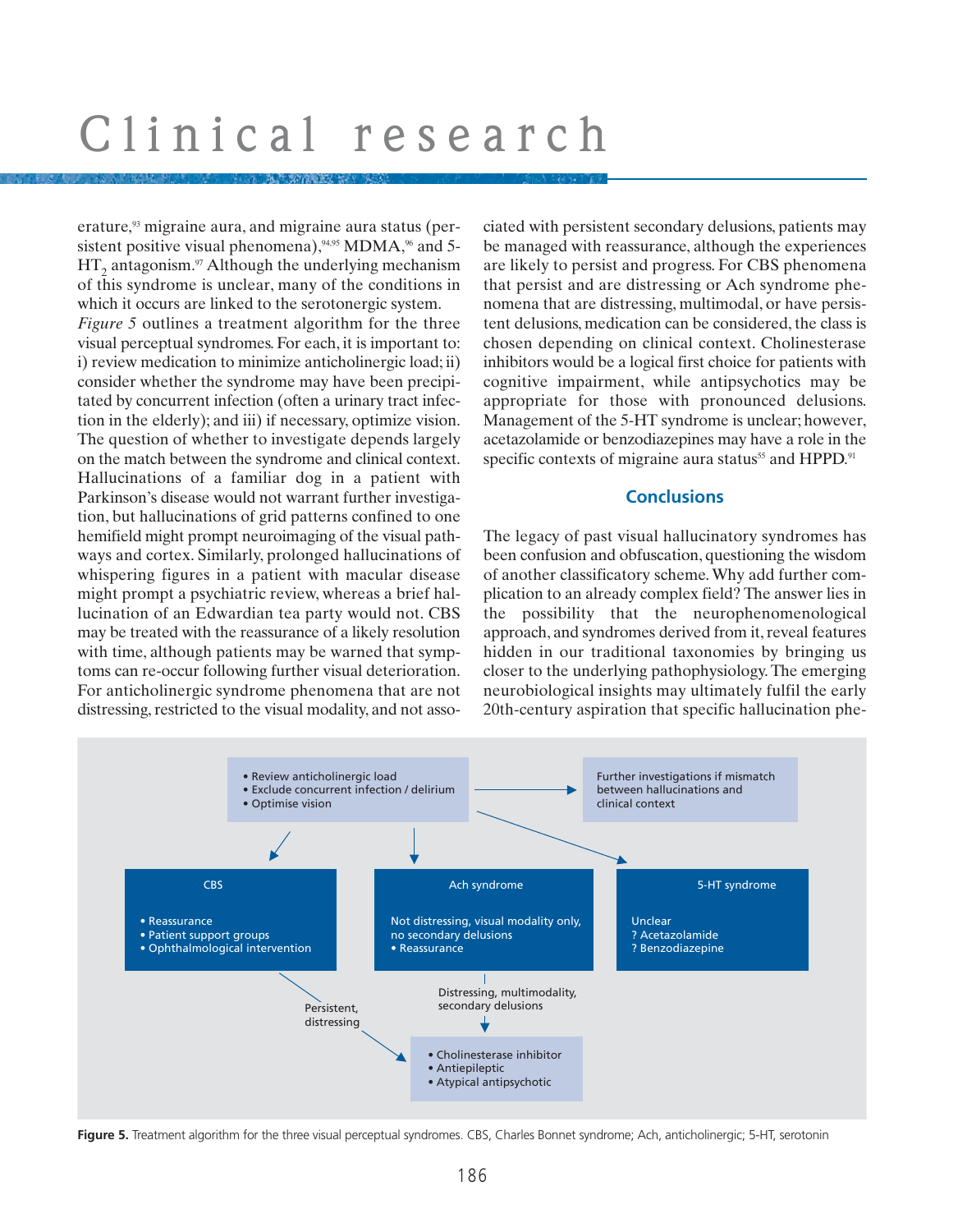erature,[93] migraine aura, and migraine aura status (persistent positive visual phenomena),[94,95] MDMA,[96] and 5-$HT_2$ antagonism.[97] Although the underlying mechanism of this syndrome is unclear, many of the conditions in which it occurs are linked to the serotonergic system.

*Figure 5* outlines a treatment algorithm for the three visual perceptual syndromes. For each, it is important to: i) review medication to minimize anticholinergic load; ii) consider whether the syndrome may have been precipitated by concurrent infection (often a urinary tract infection in the elderly); and iii) if necessary, optimize vision. The question of whether to investigate depends largely on the match between the syndrome and clinical context. Hallucinations of a familiar dog in a patient with Parkinson's disease would not warrant further investigation, but hallucinations of grid patterns confined to one hemifield might prompt neuroimaging of the visual pathways and cortex. Similarly, prolonged hallucinations of whispering figures in a patient with macular disease might prompt a psychiatric review, whereas a brief hallucination of an Edwardian tea party would not. CBS may be treated with the reassurance of a likely resolution with time, although patients may be warned that symptoms can re-occur following further visual deterioration. For anticholinergic syndrome phenomena that are not distressing, restricted to the visual modality, and not associated with persistent secondary delusions, patients may be managed with reassurance, although the experiences are likely to persist and progress. For CBS phenomena that persist and are distressing or Ach syndrome phenomena that are distressing, multimodal, or have persistent delusions, medication can be considered, the class is chosen depending on clinical context. Cholinesterase inhibitors would be a logical first choice for patients with cognitive impairment, while antipsychotics may be appropriate for those with pronounced delusions. Management of the 5-HT syndrome is unclear; however, acetazolamide or benzodiazepines may have a role in the specific contexts of migraine aura status[55] and HPPD.[91]

## Conclusions

The legacy of past visual hallucinatory syndromes has been confusion and obfuscation, questioning the wisdom of another classificatory scheme. Why add further complication to an already complex field? The answer lies in the possibility that the neurophenomenological approach, and syndromes derived from it, reveal features hidden in our traditional taxonomies by bringing us closer to the underlying pathophysiology. The emerging neurobiological insights may ultimately fulfil the early 20th-century aspiration that specific hallucination phe-

- Review anticholinergic load
- Exclude concurrent infection / delirium
- Optimise vision

→ Further investigations if mismatch between hallucinations and clinical context

**CBS**
- Reassurance
- Patient support groups
- Ophthalmological intervention

**Ach syndrome**
Not distressing, visual modality only, no secondary delusions
- Reassurance

**5-HT syndrome**
Unclear
? Acetazolamide
? Benzodiazepine

CBS → Persistent, distressing →
Ach syndrome → Distressing, multimodality, secondary delusions →

- Cholinesterase inhibitor
- Antiepileptic
- Atypical antipsychotic

**Figure 5.** Treatment algorithm for the three visual perceptual syndromes. CBS, Charles Bonnet syndrome; Ach, anticholinergic; 5-HT, serotonin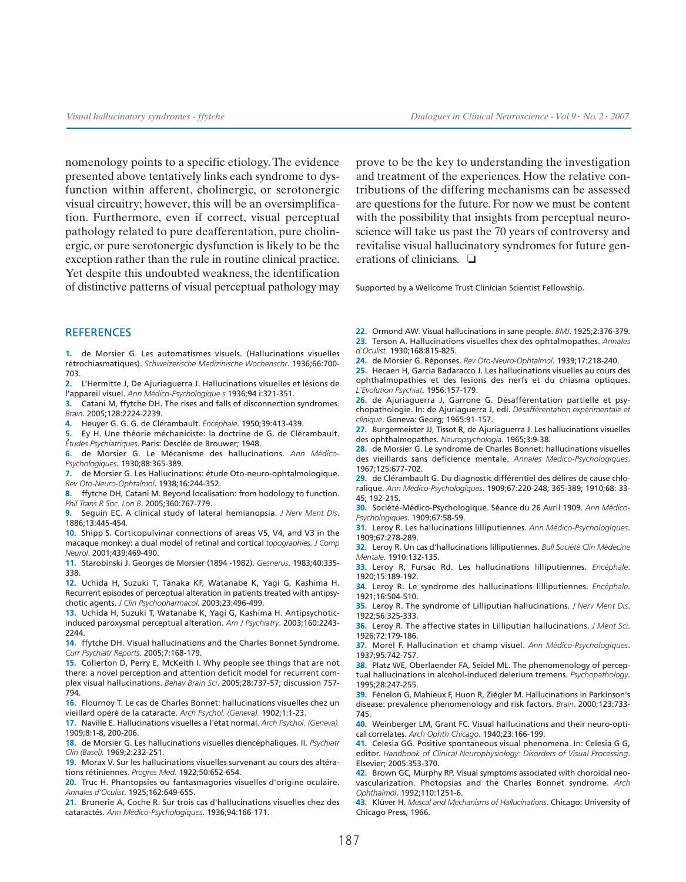nomenology points to a specific etiology. The evidence presented above tentatively links each syndrome to dysfunction within afferent, cholinergic, or serotonergic visual circuitry; however, this will be an oversimplification. Furthermore, even if correct, visual perceptual pathology related to pure deafferentation, pure cholinergic, or pure serotonergic dysfunction is likely to be the exception rather than the rule in routine clinical practice. Yet despite this undoubted weakness, the identification of distinctive patterns of visual perceptual pathology may prove to be the key to understanding the investigation and treatment of the experiences. How the relative contributions of the differing mechanisms can be assessed are questions for the future. For now we must be content with the possibility that insights from perceptual neuroscience will take us past the 70 years of controversy and revitalise visual hallucinatory syndromes for future generations of clinicians. ❑

Supported by a Wellcome Trust Clinician Scientist Fellowship.

## REFERENCES

**1.** de Morsier G. Les automatismes visuels. (Hallucinations visuelles rétrochiasmatiques). *Schweizerische Medizinische Wochenschr*. 1936;66:700-703.

**2.** L'Hermitte J, De Ajuriaguerra J. Hallucinations visuelles et lésions de l'appareil visuel. *Ann Médico-Psychologique.s* 1936;94 i:321-351.

**3.** Catani M, ffytche DH. The rises and falls of disconnection syndromes. *Brain*. 2005;128:2224-2239.

**4.** Heuyer G. G. G. de Clérambault. *Encéphale*. 1950;39:413-439.

**5.** Ey H. Une théorie méchaniciste: la doctrine de G. de Clérambault. *Études Psychiatriques*. Paris: Desclée de Brouwer; 1948.

**6.** de Morsier G. Le Mécanisme des hallucinations. *Ann Médico-Psychologiques*. 1930;88:365-389.

**7.** de Morsier G. Les Hallucinations: étude Oto-neuro-ophtalmologique. *Rev Oto-Neuro-Ophtalmol*. 1938;16:244-352.

**8.** ffytche DH, Catani M. Beyond localisation: from hodology to function. *Phil Trans R Soc. Lon B*. 2005;360:767-779.

**9.** Seguin EC. A clinical study of lateral hemianopsia. *J Nerv Ment Dis*. 1886;13:445-454.

**10.** Shipp S. Corticopulvinar connections of areas V5, V4, and V3 in the macaque monkey: a dual model of retinal and cortical *topographies. J Comp Neurol*. 2001;439:469-490.

**11.** Starobinski J. Georges de Morsier (1894 -1982). *Gesnerus*. 1983;40:335-338.

**12.** Uchida H, Suzuki T, Tanaka KF, Watanabe K, Yagi G, Kashima H. Recurrent episodes of perceptual alteration in patients treated with antipsychotic agents. *J Clin Psychopharmacol*. 2003;23:496-499.

**13.** Uchida H, Suzuki T, Watanabe K, Yagi G, Kashima H. Antipsychotic-induced paroxysmal perceptual alteration. *Am J Psychiatry*. 2003;160:2243-2244.

**14.** ffytche DH. Visual hallucinations and the Charles Bonnet Syndrome. *Curr Psychiatr Reports*. 2005;7:168-179.

**15.** Collerton D, Perry E, McKeith I. Why people see things that are not there: a novel perception and attention deficit model for recurrent complex visual hallucinations. *Behav Brain Sci*. 2005;28:737-57; discussion 757-794.

**16.** Flournoy T. Le cas de Charles Bonnet: hallucinations visuelles chez un vieillard opéré de la cataracte. *Arch Psychol. (Geneva).* 1902;1:1-23.

**17.** Naville E. Hallucinations visuelles a l'état normal. *Arch Psychol. (Geneva).* 1909;8:1-8, 200-206.

**18.** de Morsier G. Les hallucinations visuelles diencéphaliques. II. *Psychiatr Clin (Basel).* 1969;2:232-251.

**19.** Morax V. Sur les hallucinations visuelles survenant au cours des altérations rétiniennes. *Progres Med*. 1922;50:652-654.

**20.** Truc H. Phantopsies ou fantasmagories visuelles d'origine oculaire. *Annales d'Oculist*. 1925;162:649-655.

**21.** Brunerie A, Coche R. Sur trois cas d'hallucinations visuelles chez des cataractés. *Ann Médico-Psychologiques*. 1936;94:166-171.

**22.** Ormond AW. Visual hallucinations in sane people. *BMJ*. 1925;2:376-379.

**23.** Terson A. Hallucinations visuelles chex des ophtalmopathes. *Annales d'Oculist.* 1930;168:815-825.

**24.** de Morsier G. Réponses. *Rev Oto-Neuro-Ophtalmol*. 1939;17:218-240.

**25.** Hecaen H, Garcia Badaracco J. Les hallucinations visuelles au cours des ophthalmopathies et des lesions des nerfs et du chiasma optiques. *L'Evolution Psychiat*. 1956:157-179.

**26.** de Ajuriaguerra J, Garrone G. Désafférentation partielle et psychopathologie. In: de Ajuriaguerra J, edi. *Désafférentation expérimentale et clinique*. Geneva: Georg; 1965:91-157.

**27.** Burgermeister JJ, Tissot R, de Ajuriaguerra J. Les hallucinations visuelles des ophthalmopathes. *Neuropsychologia*. 1965;3:9-38.

**28.** de Morsier G. Le syndrome de Charles Bonnet: hallucinations visuelles des vieillards sans deficience mentale. *Annales Medico-Psychologiques*. 1967;125:677-702.

**29.** de Clérambault G. Du diagnostic différentiel des délires de cause chloralique. *Ann Médico-Psychologiques*. 1909;67:220-248; 365-389; 1910;68: 33-45; 192-215.

**30.** Société-Médico-Psychologique. Séance du 26 Avril 1909. *Ann Médico-Psychologiques*. 1909;67:58-59.

**31.** Leroy R. Les hallucinations lilliputiennes. *Ann Médico-Psychologiques*. 1909;67:278-289.

**32.** Leroy R. Un cas d'hallucinations lilliputiennes. *Bull Société Clin Médecine Mentale.* 1910:132-135.

**33.** Leroy R, Fursac Rd. Les hallucinations lilliputiennes. *Encéphale*. 1920;15:189-192.

**34.** Leroy R. Le syndrome des hallucinations lilliputiennes. *Encéphale*. 1921;16:504-510.

**35.** Leroy R. The syndrome of Lilliputian hallucinations. *J Nerv Ment Dis*. 1922;56:325-333.

**36.** Leroy R. The affective states in Lilliputian hallucinations. *J Ment Sci*. 1926;72:179-186.

**37.** Morel F. Hallucination et champ visuel. *Ann Médico-Psychologiques*. 1937;95:742-757.

**38.** Platz WE, Oberlaender FA, Seidel ML. The phenomenology of perceptual hallucinations in alcohol-induced delerium tremens. *Psychopathology*. 1995;28:247-255.

**39.** Fénelon G, Mahieux F, Huon R, Ziégler M. Hallucinations in Parkinson's disease: prevalence phenomenology and risk factors. *Brain*. 2000;123:733-745.

**40.** Weinberger LM, Grant FC. Visual hallucinations and their neuro-optical correlates. *Arch Ophth Chicago*. 1940;23:166-199.

**41.** Celesia GG. Positive spontaneous visual phenomena. In: Celesia G G, editor. *Handbook of Clinical Neurophysiology: Disorders of Visual Processing*. Elsevier; 2005:353-370.

**42.** Brown GC, Murphy RP. Visual symptoms associated with choroidal neovascularization. Photopsias and the Charles Bonnet syndrome. *Arch Ophthalmol*. 1992;110:1251-6.

**43.** Klüver H. *Mescal and Mechanisms of Hallucinations*. Chicago: University of Chicago Press, 1966.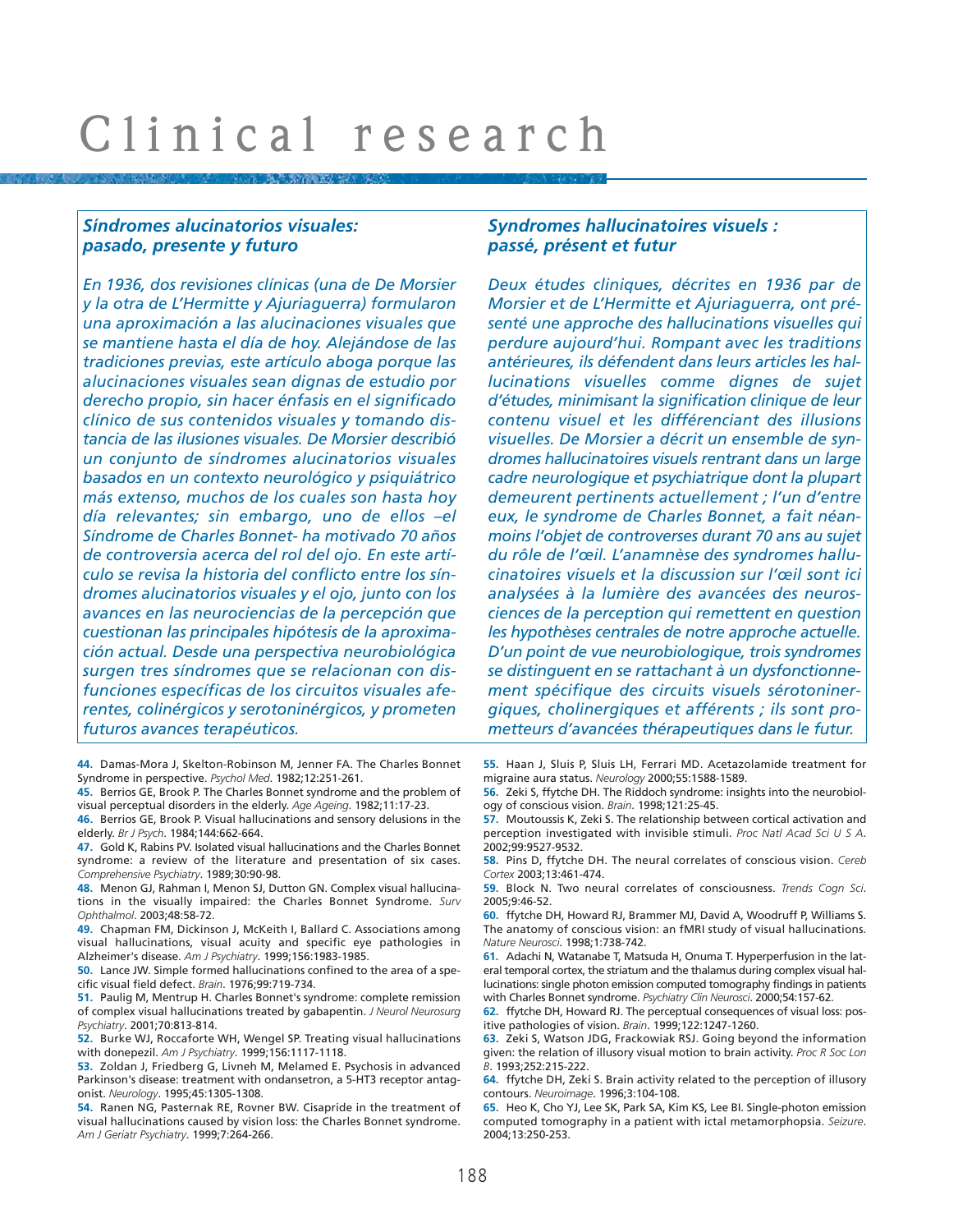## Síndromes alucinatorios visuales: pasado, presente y futuro

*En 1936, dos revisiones clínicas (una de De Morsier y la otra de L'Hermitte y Ajuriaguerra) formularon una aproximación a las alucinaciones visuales que se mantiene hasta el día de hoy. Alejándose de las tradiciones previas, este artículo aboga porque las alucinaciones visuales sean dignas de estudio por derecho propio, sin hacer énfasis en el significado clínico de sus contenidos visuales y tomando distancia de las ilusiones visuales. De Morsier describió un conjunto de síndromes alucinatorios visuales basados en un contexto neurológico y psiquiátrico más extenso, muchos de los cuales son hasta hoy día relevantes; sin embargo, uno de ellos –el Síndrome de Charles Bonnet- ha motivado 70 años de controversia acerca del rol del ojo. En este artículo se revisa la historia del conflicto entre los síndromes alucinatorios visuales y el ojo, junto con los avances en las neurociencias de la percepción que cuestionan las principales hipótesis de la aproximación actual. Desde una perspectiva neurobiológica surgen tres síndromes que se relacionan con disfunciones específicas de los circuitos visuales aferentes, colinérgicos y serotoninérgicos, y prometen futuros avances terapéuticos.*

## Syndromes hallucinatoires visuels : passé, présent et futur

*Deux études cliniques, décrites en 1936 par de Morsier et de L'Hermitte et Ajuriaguerra, ont présenté une approche des hallucinations visuelles qui perdure aujourd'hui. Rompant avec les traditions antérieures, ils défendent dans leurs articles les hallucinations visuelles comme dignes de sujet d'études, minimisant la signification clinique de leur contenu visuel et les différenciant des illusions visuelles. De Morsier a décrit un ensemble de syndromes hallucinatoires visuels rentrant dans un large cadre neurologique et psychiatrique dont la plupart demeurent pertinents actuellement ; l'un d'entre eux, le syndrome de Charles Bonnet, a fait néanmoins l'objet de controverses durant 70 ans au sujet du rôle de l'œil. L'anamnèse des syndromes hallucinatoires visuels et la discussion sur l'œil sont ici analysées à la lumière des avancées des neurosciences de la perception qui remettent en question les hypothèses centrales de notre approche actuelle. D'un point de vue neurobiologique, trois syndromes se distinguent en se rattachant à un dysfonctionnement spécifique des circuits visuels sérotoninergiques, cholinergiques et afférents ; ils sont prometteurs d'avancées thérapeutiques dans le futur.*

44. Damas-Mora J, Skelton-Robinson M, Jenner FA. The Charles Bonnet Syndrome in perspective. *Psychol Med*. 1982;12:251-261.

45. Berrios GE, Brook P. The Charles Bonnet syndrome and the problem of visual perceptual disorders in the elderly. *Age Ageing*. 1982;11:17-23.

46. Berrios GE, Brook P. Visual hallucinations and sensory delusions in the elderly. *Br J Psych*. 1984;144:662-664.

47. Gold K, Rabins PV. Isolated visual hallucinations and the Charles Bonnet syndrome: a review of the literature and presentation of six cases. *Comprehensive Psychiatry*. 1989;30:90-98.

48. Menon GJ, Rahman I, Menon SJ, Dutton GN. Complex visual hallucinations in the visually impaired: the Charles Bonnet Syndrome. *Surv Ophthalmol*. 2003;48:58-72.

49. Chapman FM, Dickinson J, McKeith I, Ballard C. Associations among visual hallucinations, visual acuity and specific eye pathologies in Alzheimer's disease. *Am J Psychiatry*. 1999;156:1983-1985.

50. Lance JW. Simple formed hallucinations confined to the area of a specific visual field defect. *Brain*. 1976;99:719-734.

51. Paulig M, Mentrup H. Charles Bonnet's syndrome: complete remission of complex visual hallucinations treated by gabapentin. *J Neurol Neurosurg Psychiatry*. 2001;70:813-814.

52. Burke WJ, Roccaforte WH, Wengel SP. Treating visual hallucinations with donepezil. *Am J Psychiatry*. 1999;156:1117-1118.

53. Zoldan J, Friedberg G, Livneh M, Melamed E. Psychosis in advanced Parkinson's disease: treatment with ondansetron, a 5-HT3 receptor antagonist. *Neurology*. 1995;45:1305-1308.

54. Ranen NG, Pasternak RE, Rovner BW. Cisapride in the treatment of visual hallucinations caused by vision loss: the Charles Bonnet syndrome. *Am J Geriatr Psychiatry*. 1999;7:264-266.

55. Haan J, Sluis P, Sluis LH, Ferrari MD. Acetazolamide treatment for migraine aura status. *Neurology* 2000;55:1588-1589.

56. Zeki S, ffytche DH. The Riddoch syndrome: insights into the neurobiology of conscious vision. *Brain*. 1998;121:25-45.

57. Moutoussis K, Zeki S. The relationship between cortical activation and perception investigated with invisible stimuli. *Proc Natl Acad Sci U S A*. 2002;99:9527-9532.

58. Pins D, ffytche DH. The neural correlates of conscious vision. *Cereb Cortex* 2003;13:461-474.

59. Block N. Two neural correlates of consciousness. *Trends Cogn Sci*. 2005;9:46-52.

60. ffytche DH, Howard RJ, Brammer MJ, David A, Woodruff P, Williams S. The anatomy of conscious vision: an fMRI study of visual hallucinations. *Nature Neurosci*. 1998;1:738-742.

61. Adachi N, Watanabe T, Matsuda H, Onuma T. Hyperperfusion in the lateral temporal cortex, the striatum and the thalamus during complex visual hallucinations: single photon emission computed tomography findings in patients with Charles Bonnet syndrome. *Psychiatry Clin Neurosci*. 2000;54:157-62.

62. ffytche DH, Howard RJ. The perceptual consequences of visual loss: positive pathologies of vision. *Brain*. 1999;122:1247-1260.

63. Zeki S, Watson JDG, Frackowiak RSJ. Going beyond the information given: the relation of illusory visual motion to brain activity. *Proc R Soc Lon B*. 1993;252:215-222.

64. ffytche DH, Zeki S. Brain activity related to the perception of illusory contours. *Neuroimage*. 1996;3:104-108.

65. Heo K, Cho YJ, Lee SK, Park SA, Kim KS, Lee BI. Single-photon emission computed tomography in a patient with ictal metamorphopsia. *Seizure*. 2004;13:250-253.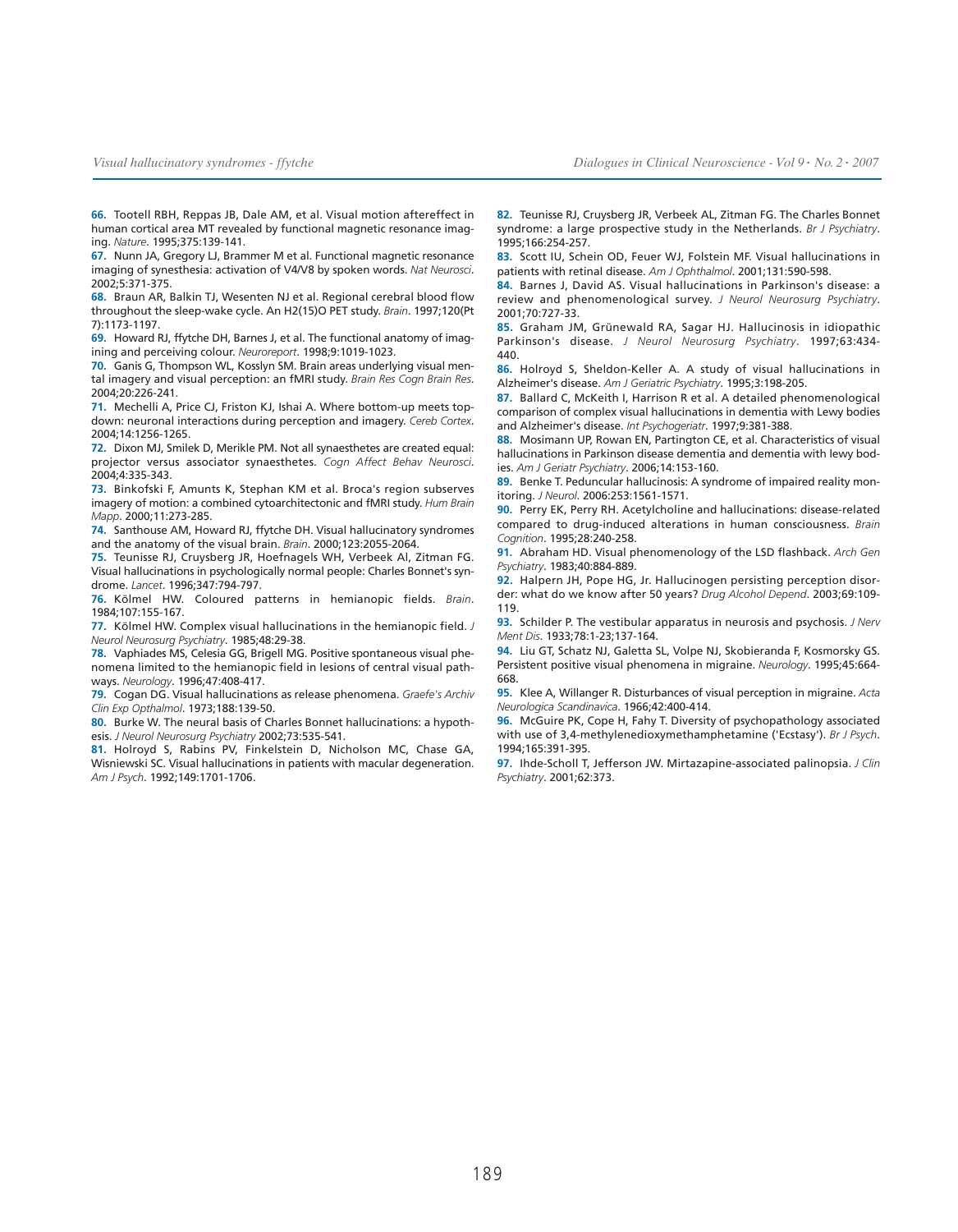66. Tootell RBH, Reppas JB, Dale AM, et al. Visual motion aftereffect in human cortical area MT revealed by functional magnetic resonance imaging. *Nature*. 1995;375:139-141.

67. Nunn JA, Gregory LJ, Brammer M et al. Functional magnetic resonance imaging of synesthesia: activation of V4/V8 by spoken words. *Nat Neurosci*. 2002;5:371-375.

68. Braun AR, Balkin TJ, Wesenten NJ et al. Regional cerebral blood flow throughout the sleep-wake cycle. An H2(15)O PET study. *Brain*. 1997;120(Pt 7):1173-1197.

69. Howard RJ, ffytche DH, Barnes J, et al. The functional anatomy of imagining and perceiving colour. *Neuroreport*. 1998;9:1019-1023.

70. Ganis G, Thompson WL, Kosslyn SM. Brain areas underlying visual mental imagery and visual perception: an fMRI study. *Brain Res Cogn Brain Res*. 2004;20:226-241.

71. Mechelli A, Price CJ, Friston KJ, Ishai A. Where bottom-up meets top-down: neuronal interactions during perception and imagery. *Cereb Cortex*. 2004;14:1256-1265.

72. Dixon MJ, Smilek D, Merikle PM. Not all synaesthetes are created equal: projector versus associator synaesthetes. *Cogn Affect Behav Neurosci*. 2004;4:335-343.

73. Binkofski F, Amunts K, Stephan KM et al. Broca's region subserves imagery of motion: a combined cytoarchitectonic and fMRI study. *Hum Brain Mapp*. 2000;11:273-285.

74. Santhouse AM, Howard RJ, ffytche DH. Visual hallucinatory syndromes and the anatomy of the visual brain. *Brain*. 2000;123:2055-2064.

75. Teunisse RJ, Cruysberg JR, Hoefnagels WH, Verbeek Al, Zitman FG. Visual hallucinations in psychologically normal people: Charles Bonnet's syndrome. *Lancet*. 1996;347:794-797.

76. Kölmel HW. Coloured patterns in hemianopic fields. *Brain*. 1984;107:155-167.

77. Kölmel HW. Complex visual hallucinations in the hemianopic field. *J Neurol Neurosurg Psychiatry*. 1985;48:29-38.

78. Vaphiades MS, Celesia GG, Brigell MG. Positive spontaneous visual phenomena limited to the hemianopic field in lesions of central visual pathways. *Neurology*. 1996;47:408-417.

79. Cogan DG. Visual hallucinations as release phenomena. *Graefe's Archiv Clin Exp Opthalmol*. 1973;188:139-50.

80. Burke W. The neural basis of Charles Bonnet hallucinations: a hypothesis. *J Neurol Neurosurg Psychiatry* 2002;73:535-541.

81. Holroyd S, Rabins PV, Finkelstein D, Nicholson MC, Chase GA, Wisniewski SC. Visual hallucinations in patients with macular degeneration. *Am J Psych*. 1992;149:1701-1706.

82. Teunisse RJ, Cruysberg JR, Verbeek AL, Zitman FG. The Charles Bonnet syndrome: a large prospective study in the Netherlands. *Br J Psychiatry*. 1995;166:254-257.

83. Scott IU, Schein OD, Feuer WJ, Folstein MF. Visual hallucinations in patients with retinal disease. *Am J Ophthalmol*. 2001;131:590-598.

84. Barnes J, David AS. Visual hallucinations in Parkinson's disease: a review and phenomenological survey. *J Neurol Neurosurg Psychiatry*. 2001;70:727-33.

85. Graham JM, Grünewald RA, Sagar HJ. Hallucinosis in idiopathic Parkinson's disease. *J Neurol Neurosurg Psychiatry*. 1997;63:434-440.

86. Holroyd S, Sheldon-Keller A. A study of visual hallucinations in Alzheimer's disease. *Am J Geriatric Psychiatry*. 1995;3:198-205.

87. Ballard C, McKeith I, Harrison R et al. A detailed phenomenological comparison of complex visual hallucinations in dementia with Lewy bodies and Alzheimer's disease. *Int Psychogeriatr*. 1997;9:381-388.

88. Mosimann UP, Rowan EN, Partington CE, et al. Characteristics of visual hallucinations in Parkinson disease dementia and dementia with lewy bodies. *Am J Geriatr Psychiatry*. 2006;14:153-160.

89. Benke T. Peduncular hallucinosis: A syndrome of impaired reality monitoring. *J Neurol*. 2006:253:1561-1571.

90. Perry EK, Perry RH. Acetylcholine and hallucinations: disease-related compared to drug-induced alterations in human consciousness. *Brain Cognition*. 1995;28:240-258.

91. Abraham HD. Visual phenomenology of the LSD flashback. *Arch Gen Psychiatry*. 1983;40:884-889.

92. Halpern JH, Pope HG, Jr. Hallucinogen persisting perception disorder: what do we know after 50 years? *Drug Alcohol Depend*. 2003;69:109-119.

93. Schilder P. The vestibular apparatus in neurosis and psychosis. *J Nerv Ment Dis*. 1933;78:1-23;137-164.

94. Liu GT, Schatz NJ, Galetta SL, Volpe NJ, Skobieranda F, Kosmorsky GS. Persistent positive visual phenomena in migraine. *Neurology*. 1995;45:664-668.

95. Klee A, Willanger R. Disturbances of visual perception in migraine. *Acta Neurologica Scandinavica*. 1966;42:400-414.

96. McGuire PK, Cope H, Fahy T. Diversity of psychopathology associated with use of 3,4-methylenedioxymethamphetamine ('Ecstasy'). *Br J Psych*. 1994;165:391-395.

97. Ihde-Scholl T, Jefferson JW. Mirtazapine-associated palinopsia. *J Clin Psychiatry*. 2001;62:373.